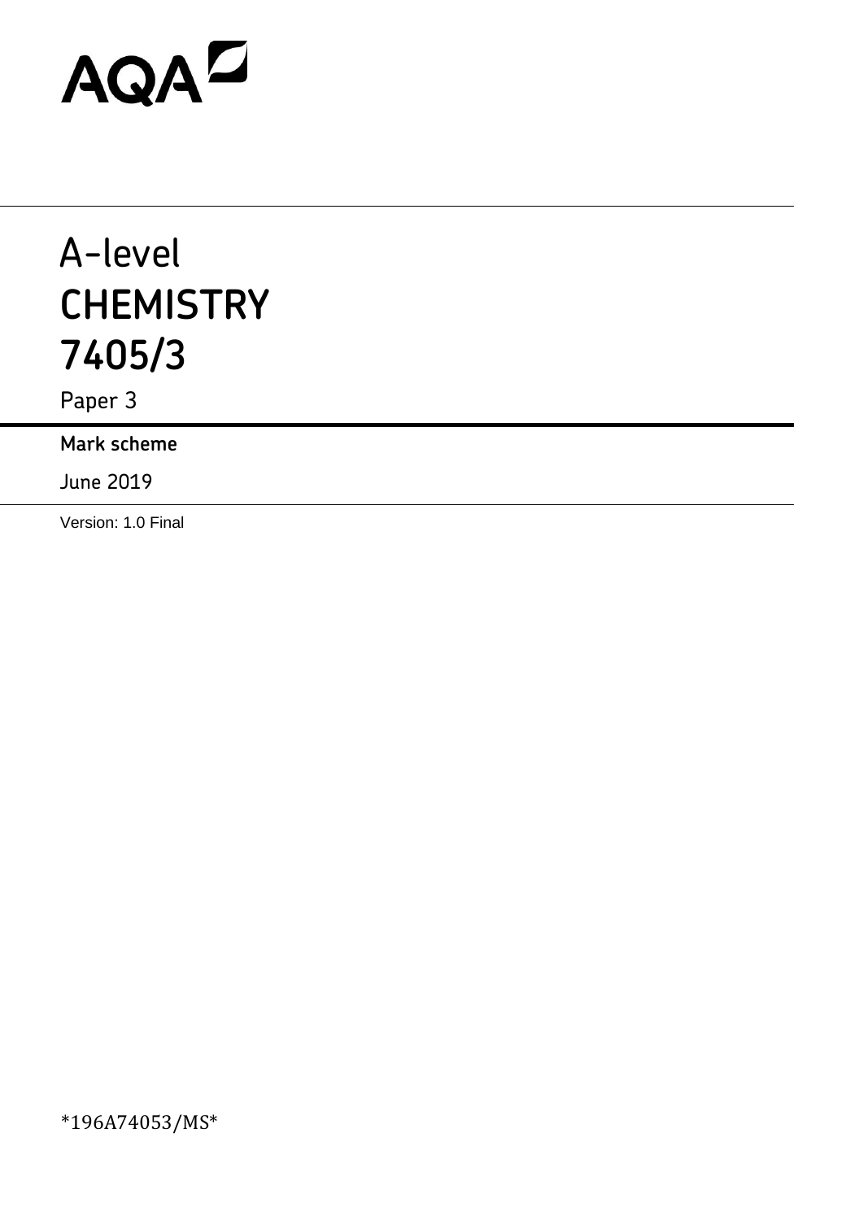AQA

# A-level
# CHEMISTRY
# 7405/3

Paper 3

**Mark scheme**

June 2019

Version: 1.0 Final

*196A74053/MS*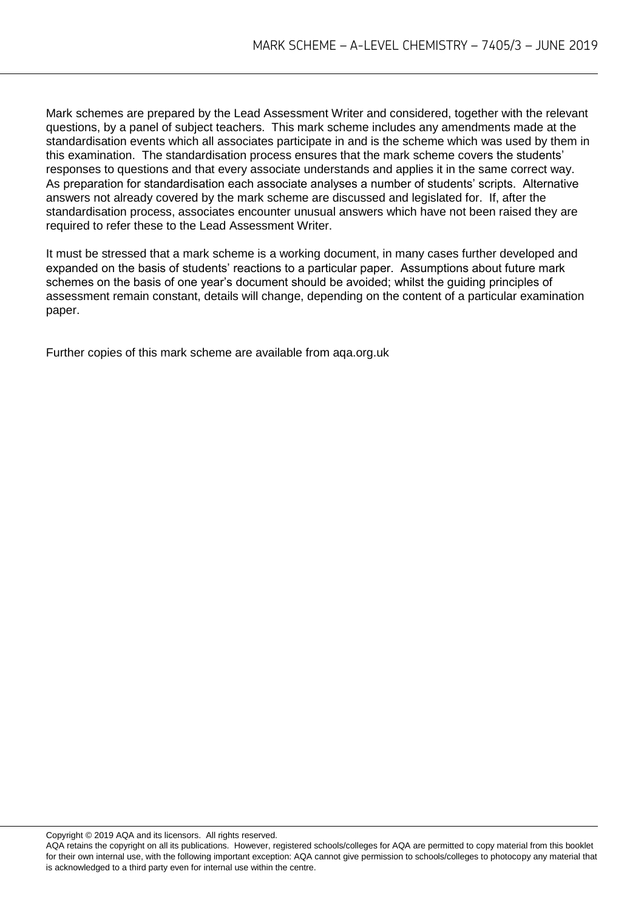Mark schemes are prepared by the Lead Assessment Writer and considered, together with the relevant questions, by a panel of subject teachers. This mark scheme includes any amendments made at the standardisation events which all associates participate in and is the scheme which was used by them in this examination. The standardisation process ensures that the mark scheme covers the students' responses to questions and that every associate understands and applies it in the same correct way. As preparation for standardisation each associate analyses a number of students' scripts. Alternative answers not already covered by the mark scheme are discussed and legislated for. If, after the standardisation process, associates encounter unusual answers which have not been raised they are required to refer these to the Lead Assessment Writer.

It must be stressed that a mark scheme is a working document, in many cases further developed and expanded on the basis of students' reactions to a particular paper. Assumptions about future mark schemes on the basis of one year's document should be avoided; whilst the guiding principles of assessment remain constant, details will change, depending on the content of a particular examination paper.

Further copies of this mark scheme are available from aqa.org.uk

Copyright © 2019 AQA and its licensors. All rights reserved.

AQA retains the copyright on all its publications. However, registered schools/colleges for AQA are permitted to copy material from this booklet for their own internal use, with the following important exception: AQA cannot give permission to schools/colleges to photocopy any material that is acknowledged to a third party even for internal use within the centre.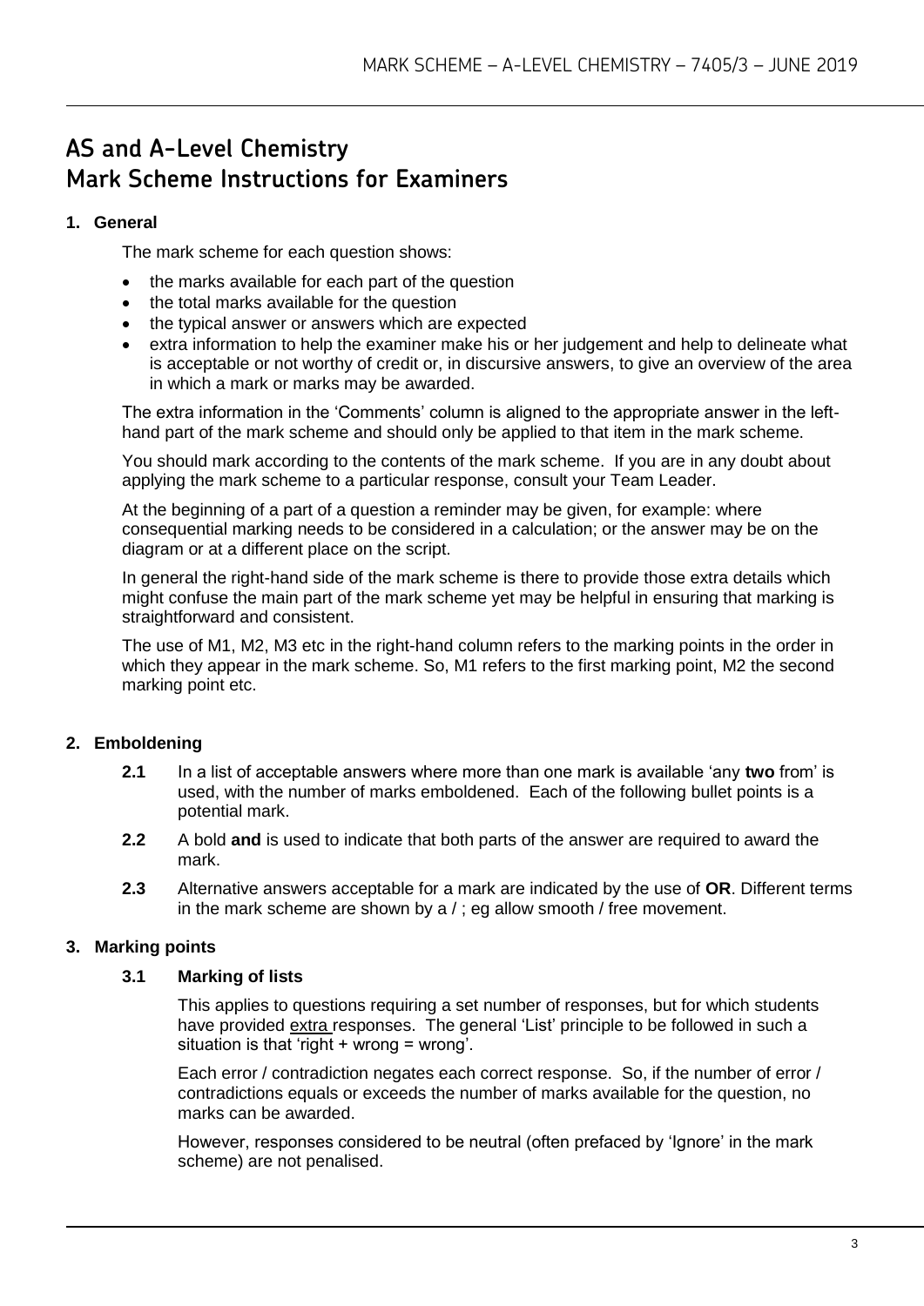# AS and A-Level Chemistry
# Mark Scheme Instructions for Examiners

## 1. General

The mark scheme for each question shows:

- the marks available for each part of the question
- the total marks available for the question
- the typical answer or answers which are expected
- extra information to help the examiner make his or her judgement and help to delineate what is acceptable or not worthy of credit or, in discursive answers, to give an overview of the area in which a mark or marks may be awarded.

The extra information in the 'Comments' column is aligned to the appropriate answer in the left-hand part of the mark scheme and should only be applied to that item in the mark scheme.

You should mark according to the contents of the mark scheme. If you are in any doubt about applying the mark scheme to a particular response, consult your Team Leader.

At the beginning of a part of a question a reminder may be given, for example: where consequential marking needs to be considered in a calculation; or the answer may be on the diagram or at a different place on the script.

In general the right-hand side of the mark scheme is there to provide those extra details which might confuse the main part of the mark scheme yet may be helpful in ensuring that marking is straightforward and consistent.

The use of M1, M2, M3 etc in the right-hand column refers to the marking points in the order in which they appear in the mark scheme. So, M1 refers to the first marking point, M2 the second marking point etc.

## 2. Emboldening

**2.1** In a list of acceptable answers where more than one mark is available 'any **two** from' is used, with the number of marks emboldened. Each of the following bullet points is a potential mark.

**2.2** A bold **and** is used to indicate that both parts of the answer are required to award the mark.

**2.3** Alternative answers acceptable for a mark are indicated by the use of **OR**. Different terms in the mark scheme are shown by a / ; eg allow smooth / free movement.

## 3. Marking points

### 3.1 Marking of lists

This applies to questions requiring a set number of responses, but for which students have provided extra responses. The general 'List' principle to be followed in such a situation is that 'right + wrong = wrong'.

Each error / contradiction negates each correct response. So, if the number of error / contradictions equals or exceeds the number of marks available for the question, no marks can be awarded.

However, responses considered to be neutral (often prefaced by 'Ignore' in the mark scheme) are not penalised.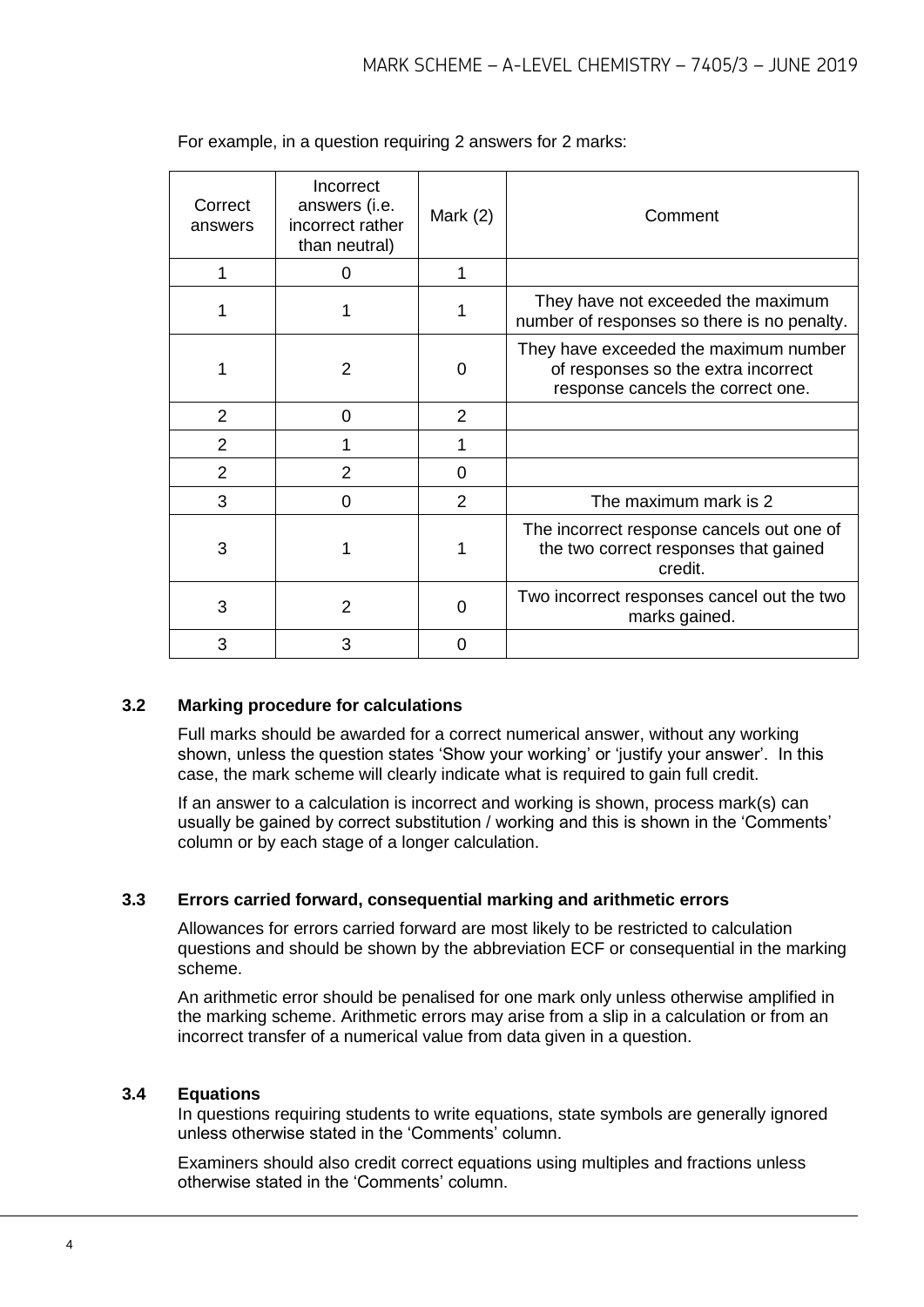For example, in a question requiring 2 answers for 2 marks:

| Correct answers | Incorrect answers (i.e. incorrect rather than neutral) | Mark (2) | Comment |
|---|---|---|---|
| 1 | 0 | 1 | |
| 1 | 1 | 1 | They have not exceeded the maximum number of responses so there is no penalty. |
| 1 | 2 | 0 | They have exceeded the maximum number of responses so the extra incorrect response cancels the correct one. |
| 2 | 0 | 2 | |
| 2 | 1 | 1 | |
| 2 | 2 | 0 | |
| 3 | 0 | 2 | The maximum mark is 2 |
| 3 | 1 | 1 | The incorrect response cancels out one of the two correct responses that gained credit. |
| 3 | 2 | 0 | Two incorrect responses cancel out the two marks gained. |
| 3 | 3 | 0 | |

### 3.2 Marking procedure for calculations

Full marks should be awarded for a correct numerical answer, without any working shown, unless the question states 'Show your working' or 'justify your answer'. In this case, the mark scheme will clearly indicate what is required to gain full credit.

If an answer to a calculation is incorrect and working is shown, process mark(s) can usually be gained by correct substitution / working and this is shown in the 'Comments' column or by each stage of a longer calculation.

### 3.3 Errors carried forward, consequential marking and arithmetic errors

Allowances for errors carried forward are most likely to be restricted to calculation questions and should be shown by the abbreviation ECF or consequential in the marking scheme.

An arithmetic error should be penalised for one mark only unless otherwise amplified in the marking scheme. Arithmetic errors may arise from a slip in a calculation or from an incorrect transfer of a numerical value from data given in a question.

### 3.4 Equations

In questions requiring students to write equations, state symbols are generally ignored unless otherwise stated in the 'Comments' column.

Examiners should also credit correct equations using multiples and fractions unless otherwise stated in the 'Comments' column.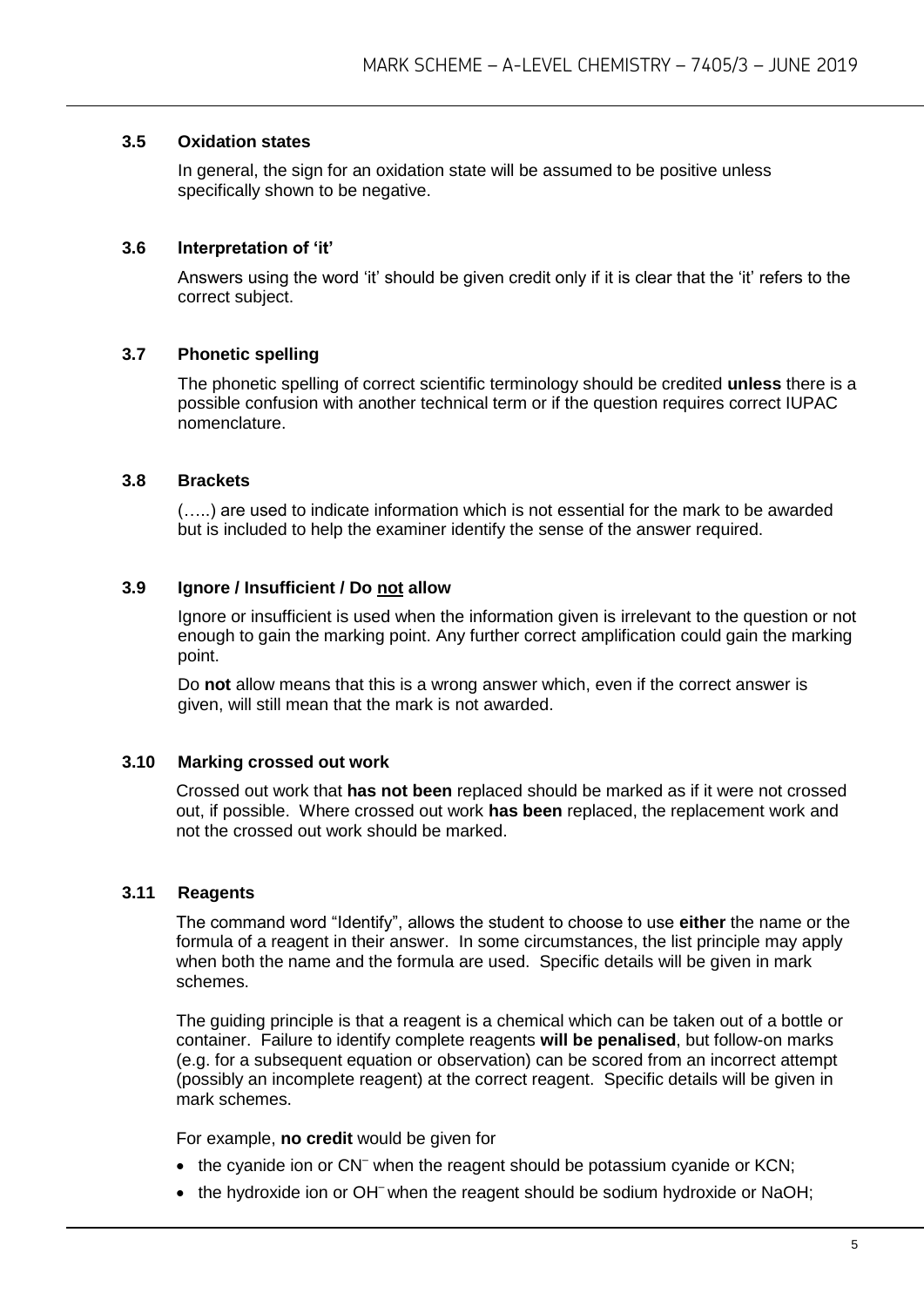### 3.5 Oxidation states

In general, the sign for an oxidation state will be assumed to be positive unless specifically shown to be negative.

### 3.6 Interpretation of 'it'

Answers using the word 'it' should be given credit only if it is clear that the 'it' refers to the correct subject.

### 3.7 Phonetic spelling

The phonetic spelling of correct scientific terminology should be credited **unless** there is a possible confusion with another technical term or if the question requires correct IUPAC nomenclature.

### 3.8 Brackets

(…..) are used to indicate information which is not essential for the mark to be awarded but is included to help the examiner identify the sense of the answer required.

### 3.9 Ignore / Insufficient / Do not allow

Ignore or insufficient is used when the information given is irrelevant to the question or not enough to gain the marking point. Any further correct amplification could gain the marking point.

Do **not** allow means that this is a wrong answer which, even if the correct answer is given, will still mean that the mark is not awarded.

### 3.10 Marking crossed out work

Crossed out work that **has not been** replaced should be marked as if it were not crossed out, if possible. Where crossed out work **has been** replaced, the replacement work and not the crossed out work should be marked.

### 3.11 Reagents

The command word "Identify", allows the student to choose to use **either** the name or the formula of a reagent in their answer. In some circumstances, the list principle may apply when both the name and the formula are used. Specific details will be given in mark schemes.

The guiding principle is that a reagent is a chemical which can be taken out of a bottle or container. Failure to identify complete reagents **will be penalised**, but follow-on marks (e.g. for a subsequent equation or observation) can be scored from an incorrect attempt (possibly an incomplete reagent) at the correct reagent. Specific details will be given in mark schemes.

For example, **no credit** would be given for

- the cyanide ion or $CN^-$ when the reagent should be potassium cyanide or KCN;
- the hydroxide ion or $OH^-$ when the reagent should be sodium hydroxide or NaOH;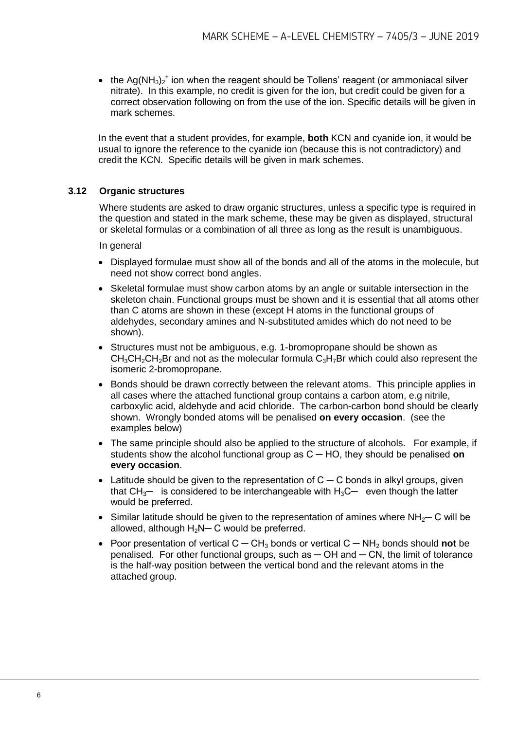- the $Ag(NH_3)_2^+$ ion when the reagent should be Tollens' reagent (or ammoniacal silver nitrate). In this example, no credit is given for the ion, but credit could be given for a correct observation following on from the use of the ion. Specific details will be given in mark schemes.

In the event that a student provides, for example, **both** KCN and cyanide ion, it would be usual to ignore the reference to the cyanide ion (because this is not contradictory) and credit the KCN. Specific details will be given in mark schemes.

### 3.12 Organic structures

Where students are asked to draw organic structures, unless a specific type is required in the question and stated in the mark scheme, these may be given as displayed, structural or skeletal formulas or a combination of all three as long as the result is unambiguous.

In general

- Displayed formulae must show all of the bonds and all of the atoms in the molecule, but need not show correct bond angles.
- Skeletal formulae must show carbon atoms by an angle or suitable intersection in the skeleton chain. Functional groups must be shown and it is essential that all atoms other than C atoms are shown in these (except H atoms in the functional groups of aldehydes, secondary amines and N-substituted amides which do not need to be shown).
- Structures must not be ambiguous, e.g. 1-bromopropane should be shown as $CH_3CH_2CH_2Br$ and not as the molecular formula $C_3H_7Br$ which could also represent the isomeric 2-bromopropane.
- Bonds should be drawn correctly between the relevant atoms. This principle applies in all cases where the attached functional group contains a carbon atom, e.g nitrile, carboxylic acid, aldehyde and acid chloride. The carbon-carbon bond should be clearly shown. Wrongly bonded atoms will be penalised **on every occasion**. (see the examples below)
- The same principle should also be applied to the structure of alcohols. For example, if students show the alcohol functional group as C ─ HO, they should be penalised **on every occasion**.
- Latitude should be given to the representation of C ─ C bonds in alkyl groups, given that $CH_3$─ is considered to be interchangeable with $H_3C$─ even though the latter would be preferred.
- Similar latitude should be given to the representation of amines where $NH_2$─ C will be allowed, although $H_2N$─ C would be preferred.
- Poor presentation of vertical C ─ $CH_3$ bonds or vertical C ─ $NH_2$ bonds should **not** be penalised. For other functional groups, such as ─ OH and ─ CN, the limit of tolerance is the half-way position between the vertical bond and the relevant atoms in the attached group.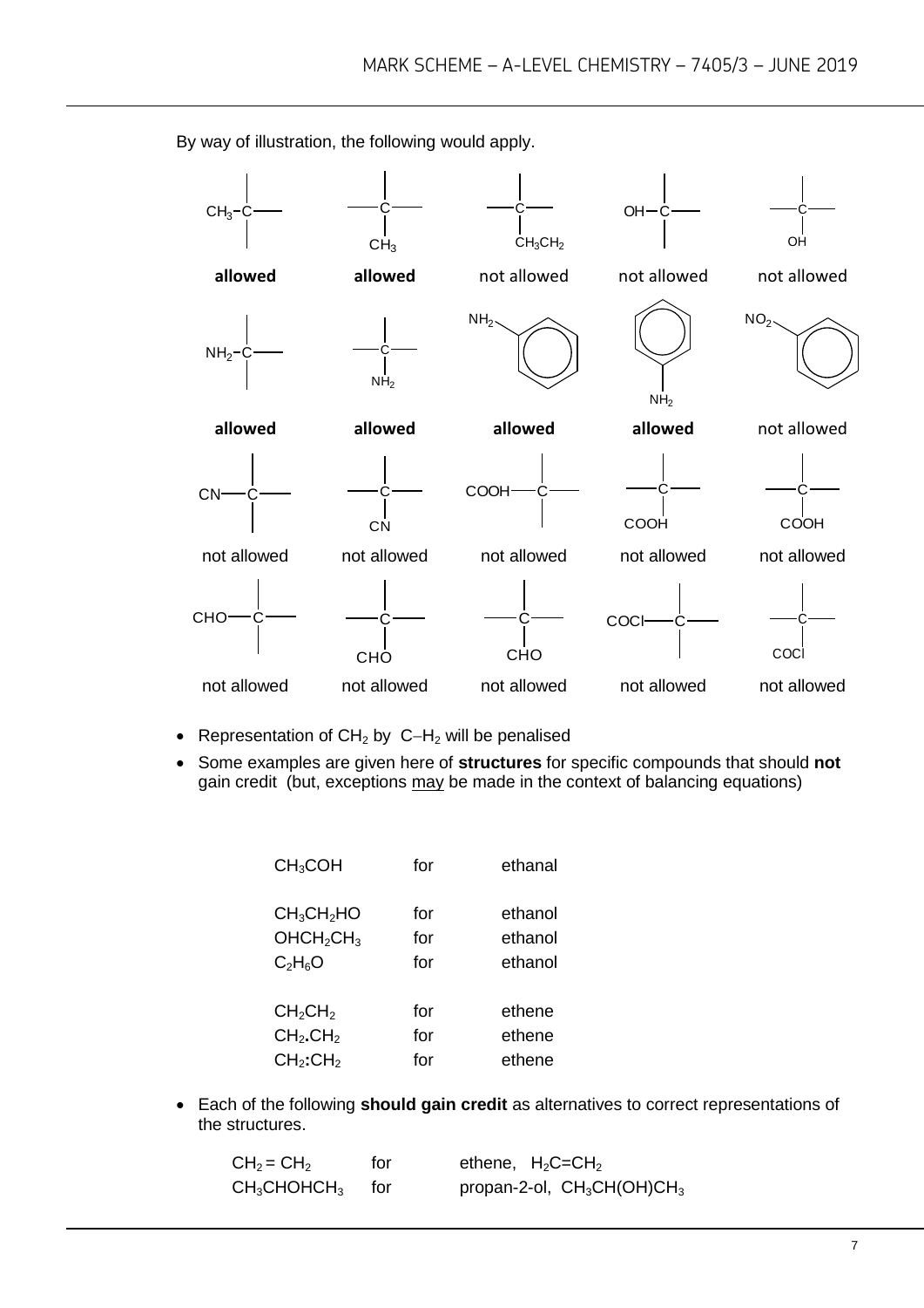By way of illustration, the following would apply.

| Structure | Verdict |
|---|---|
| $CH_3$–C (group on left of carbon) | **allowed** |
| C with $CH_3$ below | **allowed** |
| C with $CH_3CH_2$ below | not allowed |
| OH–C (group on left of carbon) | not allowed |
| C with OH below | not allowed |
| $NH_2$–C (group on left of carbon) | **allowed** |
| C with $NH_2$ below | **allowed** |
| $NH_2$ on benzene ring (upper left) | **allowed** |
| $NH_2$ below benzene ring | **allowed** |
| $NO_2$ on benzene ring (upper left) | not allowed |
| CN–C (group on left of carbon) | not allowed |
| C with CN below | not allowed |
| COOH–C (group on left of carbon) | not allowed |
| C with COOH below | not allowed |
| C with COOH below | not allowed |
| CHO–C (group on left of carbon) | not allowed |
| C with CHO below | not allowed |
| C with CHO below | not allowed |
| COCl–C (group on left of carbon) | not allowed |
| C with COCl below | not allowed |

- Representation of $CH_2$ by $C{-}H_2$ will be penalised
- Some examples are given here of **structures** for specific compounds that should **not** gain credit (but, exceptions may be made in the context of balancing equations)

| | | |
|---|---|---|
| $CH_3COH$ | for | ethanal |
| $CH_3CH_2HO$ | for | ethanol |
| $OHCH_2CH_3$ | for | ethanol |
| $C_2H_6O$ | for | ethanol |
| $CH_2CH_2$ | for | ethene |
| $CH_2.CH_2$ | for | ethene |
| $CH_2{:}CH_2$ | for | ethene |

- Each of the following **should gain credit** as alternatives to correct representations of the structures.

| | | |
|---|---|---|
| $CH_2 = CH_2$ | for | ethene, $H_2C{=}CH_2$ |
| $CH_3CHOHCH_3$ | for | propan-2-ol, $CH_3CH(OH)CH_3$ |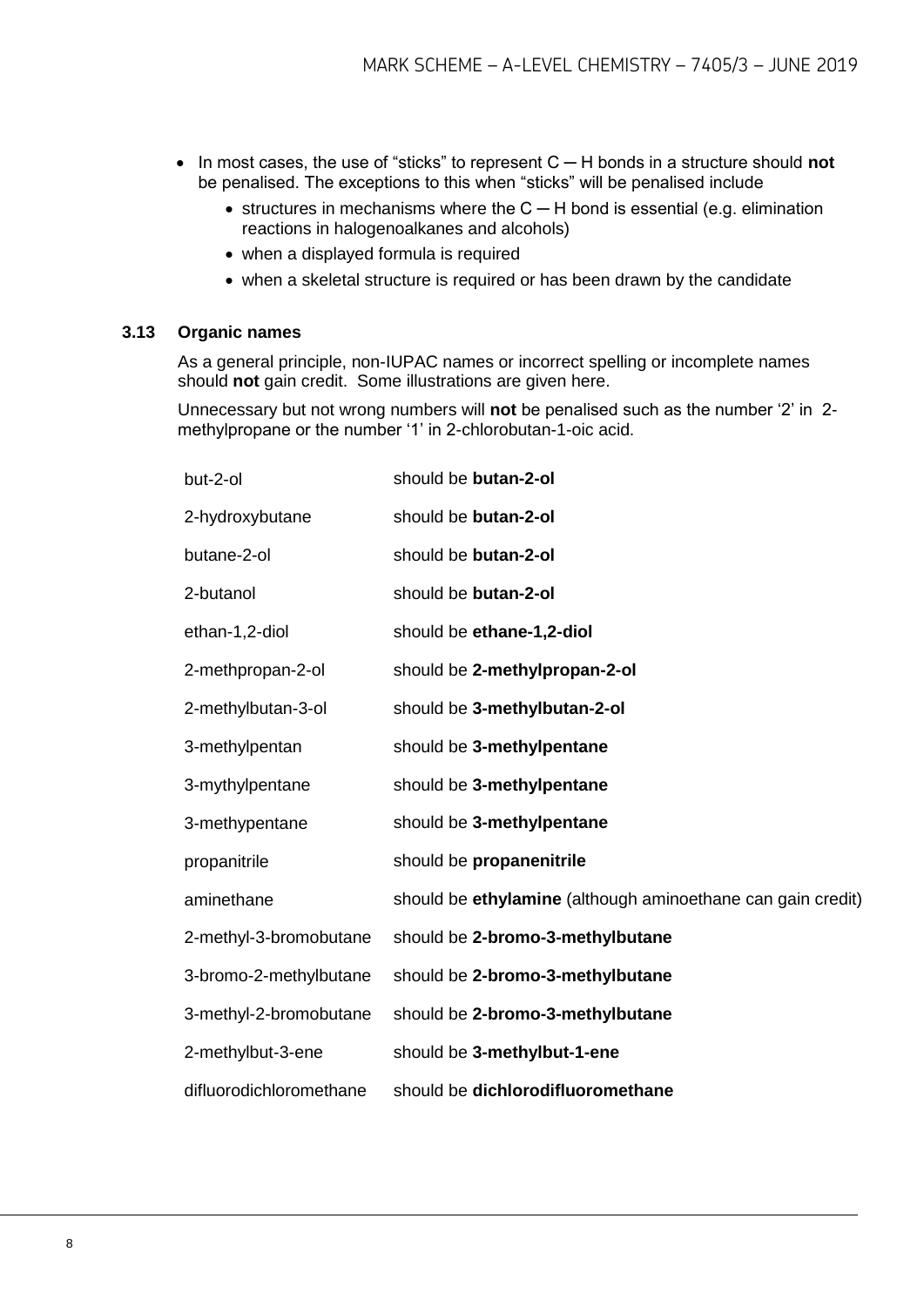- In most cases, the use of "sticks" to represent C ─ H bonds in a structure should **not** be penalised. The exceptions to this when "sticks" will be penalised include
  - structures in mechanisms where the C ─ H bond is essential (e.g. elimination reactions in halogenoalkanes and alcohols)
  - when a displayed formula is required
  - when a skeletal structure is required or has been drawn by the candidate

### 3.13 Organic names

As a general principle, non-IUPAC names or incorrect spelling or incomplete names should **not** gain credit. Some illustrations are given here.

Unnecessary but not wrong numbers will **not** be penalised such as the number '2' in 2-methylpropane or the number '1' in 2-chlorobutan-1-oic acid.

| | |
|---|---|
| but-2-ol | should be **butan-2-ol** |
| 2-hydroxybutane | should be **butan-2-ol** |
| butane-2-ol | should be **butan-2-ol** |
| 2-butanol | should be **butan-2-ol** |
| ethan-1,2-diol | should be **ethane-1,2-diol** |
| 2-methpropan-2-ol | should be **2-methylpropan-2-ol** |
| 2-methylbutan-3-ol | should be **3-methylbutan-2-ol** |
| 3-methylpentan | should be **3-methylpentane** |
| 3-mythylpentane | should be **3-methylpentane** |
| 3-methypentane | should be **3-methylpentane** |
| propanitrile | should be **propanenitrile** |
| aminethane | should be **ethylamine** (although aminoethane can gain credit) |
| 2-methyl-3-bromobutane | should be **2-bromo-3-methylbutane** |
| 3-bromo-2-methylbutane | should be **2-bromo-3-methylbutane** |
| 3-methyl-2-bromobutane | should be **2-bromo-3-methylbutane** |
| 2-methylbut-3-ene | should be **3-methylbut-1-ene** |
| difluorodichloromethane | should be **dichlorodifluoromethane** |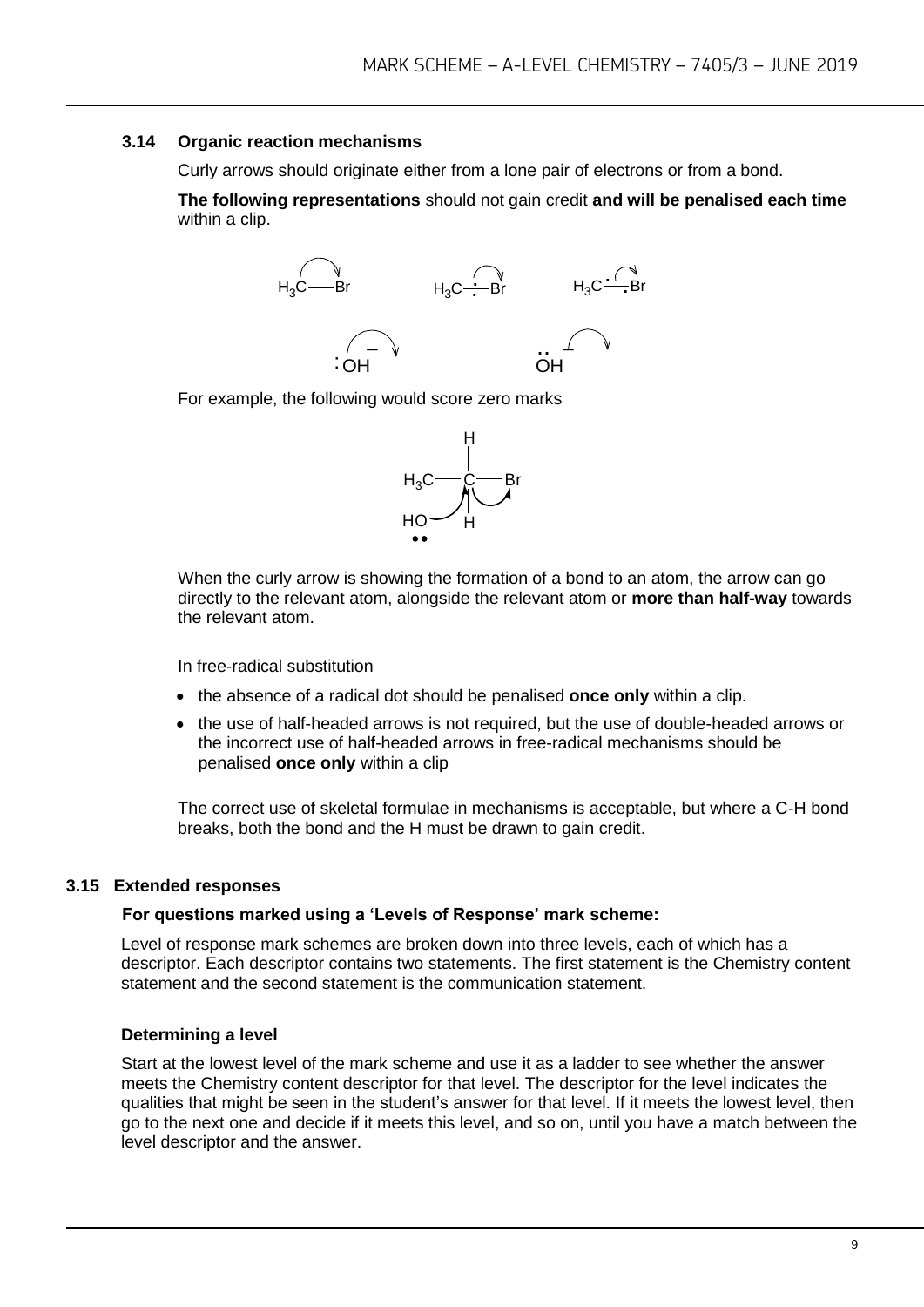### 3.14 Organic reaction mechanisms

Curly arrows should originate either from a lone pair of electrons or from a bond.

**The following representations** should not gain credit **and will be penalised each time** within a clip.

For example, the following would score zero marks

When the curly arrow is showing the formation of a bond to an atom, the arrow can go directly to the relevant atom, alongside the relevant atom or **more than half-way** towards the relevant atom.

In free-radical substitution

- the absence of a radical dot should be penalised **once only** within a clip.
- the use of half-headed arrows is not required, but the use of double-headed arrows or the incorrect use of half-headed arrows in free-radical mechanisms should be penalised **once only** within a clip

The correct use of skeletal formulae in mechanisms is acceptable, but where a C-H bond breaks, both the bond and the H must be drawn to gain credit.

### 3.15 Extended responses

**For questions marked using a 'Levels of Response' mark scheme:**

Level of response mark schemes are broken down into three levels, each of which has a descriptor. Each descriptor contains two statements. The first statement is the Chemistry content statement and the second statement is the communication statement.

#### Determining a level

Start at the lowest level of the mark scheme and use it as a ladder to see whether the answer meets the Chemistry content descriptor for that level. The descriptor for the level indicates the qualities that might be seen in the student's answer for that level. If it meets the lowest level, then go to the next one and decide if it meets this level, and so on, until you have a match between the level descriptor and the answer.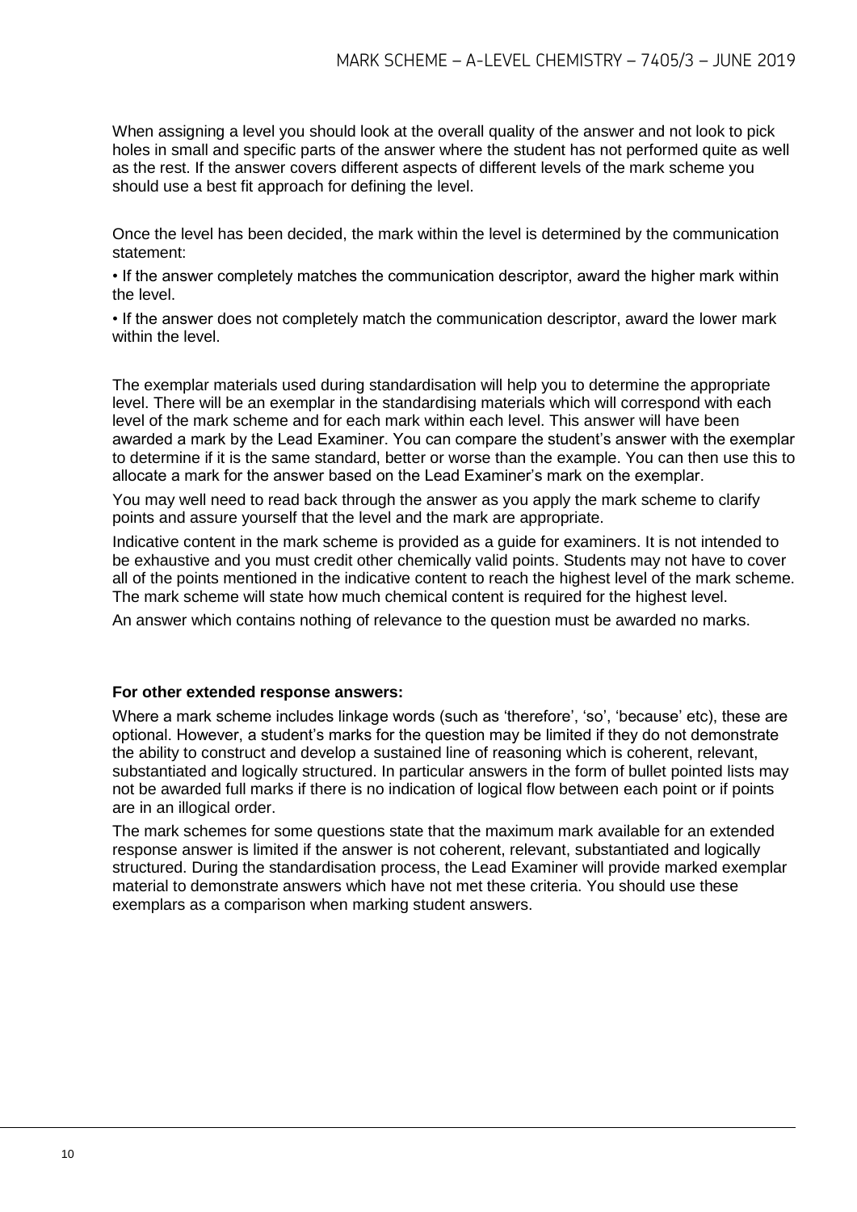When assigning a level you should look at the overall quality of the answer and not look to pick holes in small and specific parts of the answer where the student has not performed quite as well as the rest. If the answer covers different aspects of different levels of the mark scheme you should use a best fit approach for defining the level.

Once the level has been decided, the mark within the level is determined by the communication statement:

• If the answer completely matches the communication descriptor, award the higher mark within the level.

• If the answer does not completely match the communication descriptor, award the lower mark within the level.

The exemplar materials used during standardisation will help you to determine the appropriate level. There will be an exemplar in the standardising materials which will correspond with each level of the mark scheme and for each mark within each level. This answer will have been awarded a mark by the Lead Examiner. You can compare the student's answer with the exemplar to determine if it is the same standard, better or worse than the example. You can then use this to allocate a mark for the answer based on the Lead Examiner's mark on the exemplar.

You may well need to read back through the answer as you apply the mark scheme to clarify points and assure yourself that the level and the mark are appropriate.

Indicative content in the mark scheme is provided as a guide for examiners. It is not intended to be exhaustive and you must credit other chemically valid points. Students may not have to cover all of the points mentioned in the indicative content to reach the highest level of the mark scheme. The mark scheme will state how much chemical content is required for the highest level.

An answer which contains nothing of relevance to the question must be awarded no marks.

**For other extended response answers:**

Where a mark scheme includes linkage words (such as 'therefore', 'so', 'because' etc), these are optional. However, a student's marks for the question may be limited if they do not demonstrate the ability to construct and develop a sustained line of reasoning which is coherent, relevant, substantiated and logically structured. In particular answers in the form of bullet pointed lists may not be awarded full marks if there is no indication of logical flow between each point or if points are in an illogical order.

The mark schemes for some questions state that the maximum mark available for an extended response answer is limited if the answer is not coherent, relevant, substantiated and logically structured. During the standardisation process, the Lead Examiner will provide marked exemplar material to demonstrate answers which have not met these criteria. You should use these exemplars as a comparison when marking student answers.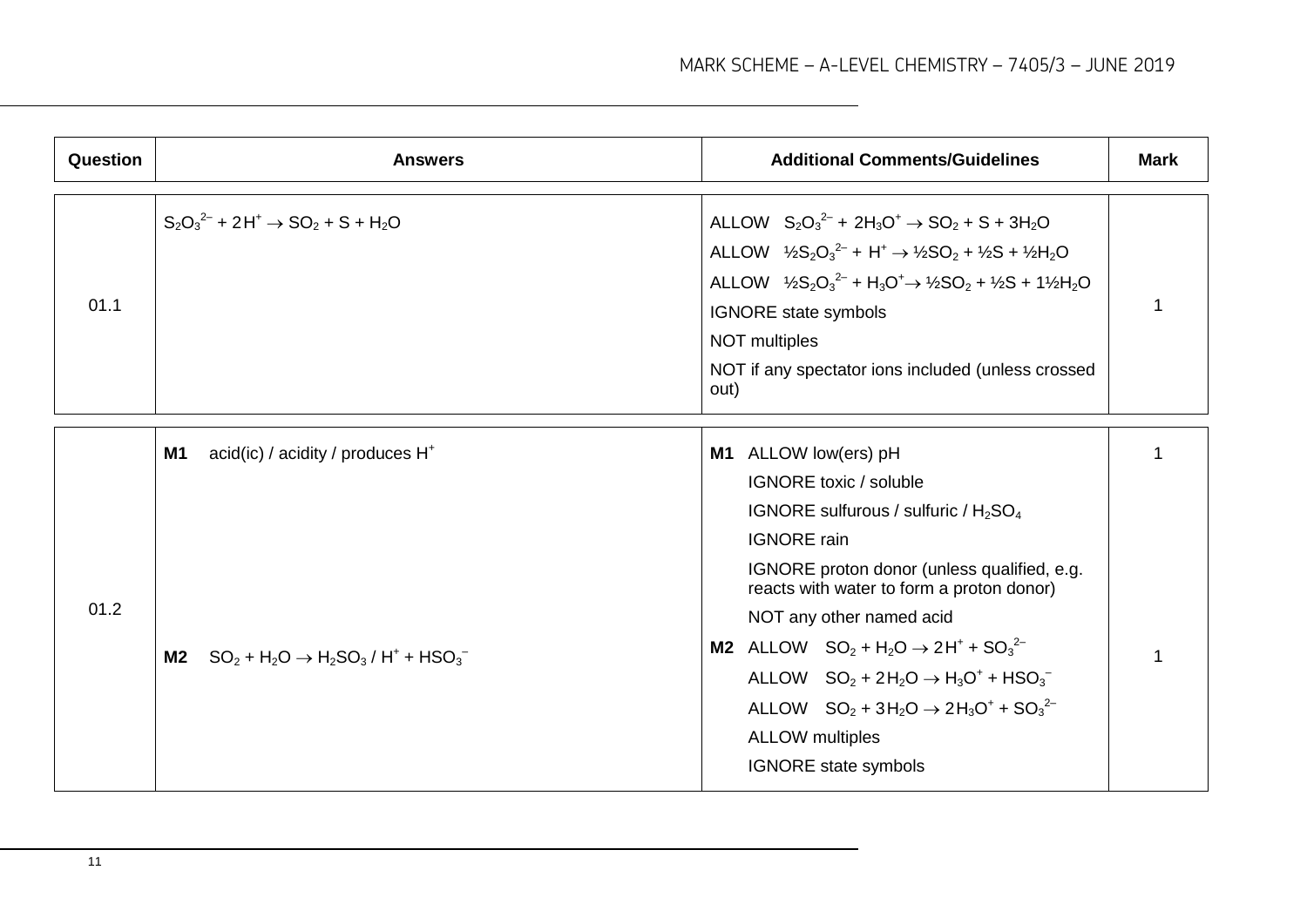| Question | Answers | Additional Comments/Guidelines | Mark |
|---|---|---|---|
| 01.1 | $S_2O_3^{2-} + 2H^+ \rightarrow SO_2 + S + H_2O$ | ALLOW $S_2O_3^{2-} + 2H_3O^+ \rightarrow SO_2 + S + 3H_2O$<br>ALLOW $\frac{1}{2}S_2O_3^{2-} + H^+ \rightarrow \frac{1}{2}SO_2 + \frac{1}{2}S + \frac{1}{2}H_2O$<br>ALLOW $\frac{1}{2}S_2O_3^{2-} + H_3O^+ \rightarrow \frac{1}{2}SO_2 + \frac{1}{2}S + 1\frac{1}{2}H_2O$<br>IGNORE state symbols<br>NOT multiples<br>NOT if any spectator ions included (unless crossed out) | 1 |
| 01.2 | **M1** acid(ic) / acidity / produces $H^+$ | **M1** ALLOW low(ers) pH<br>IGNORE toxic / soluble<br>IGNORE sulfurous / sulfuric / $H_2SO_4$<br>IGNORE rain<br>IGNORE proton donor (unless qualified, e.g. reacts with water to form a proton donor)<br>NOT any other named acid | 1 |
| | **M2** $SO_2 + H_2O \rightarrow H_2SO_3$ / $H^+ + HSO_3^-$ | **M2** ALLOW $SO_2 + H_2O \rightarrow 2H^+ + SO_3^{2-}$<br>ALLOW $SO_2 + 2H_2O \rightarrow H_3O^+ + HSO_3^-$<br>ALLOW $SO_2 + 3H_2O \rightarrow 2H_3O^+ + SO_3^{2-}$<br>ALLOW multiples<br>IGNORE state symbols | 1 |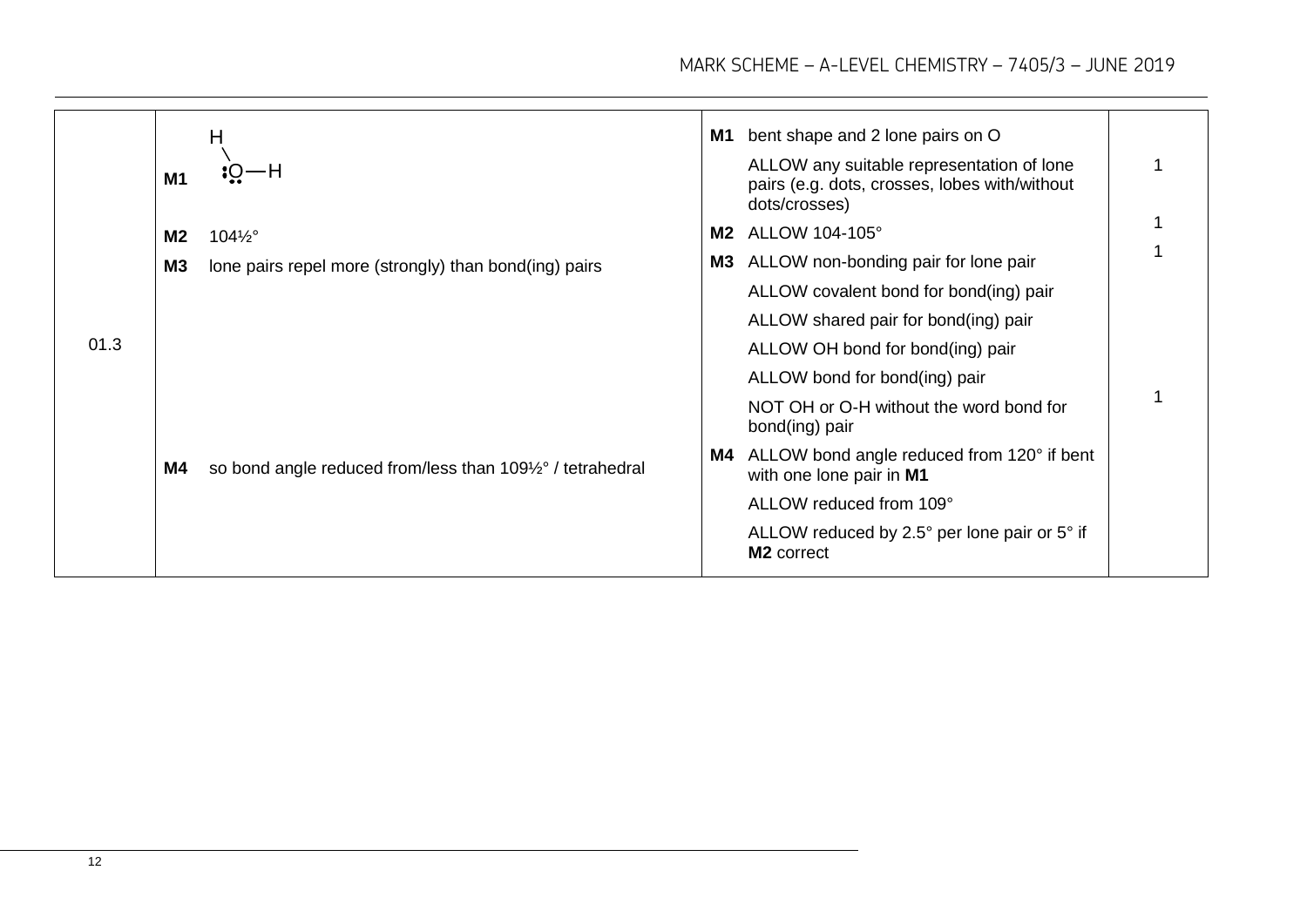| Question | Answers | Additional comments/Guidance | Mark |
|---|---|---|---|
| 01.3 | **M1** (structure: H–O–H bent, with 2 lone pairs on O) | **M1** bent shape and 2 lone pairs on O<br>ALLOW any suitable representation of lone pairs (e.g. dots, crosses, lobes with/without dots/crosses) | 1 |
| | **M2** 104½° | **M2** ALLOW 104-105° | 1 |
| | **M3** lone pairs repel more (strongly) than bond(ing) pairs | **M3** ALLOW non-bonding pair for lone pair<br>ALLOW covalent bond for bond(ing) pair<br>ALLOW shared pair for bond(ing) pair<br>ALLOW OH bond for bond(ing) pair<br>ALLOW bond for bond(ing) pair<br>NOT OH or O-H without the word bond for bond(ing) pair | 1 |
| | **M4** so bond angle reduced from/less than 109½° / tetrahedral | **M4** ALLOW bond angle reduced from 120° if bent with one lone pair in **M1**<br>ALLOW reduced from 109°<br>ALLOW reduced by 2.5° per lone pair or 5° if **M2** correct | 1 |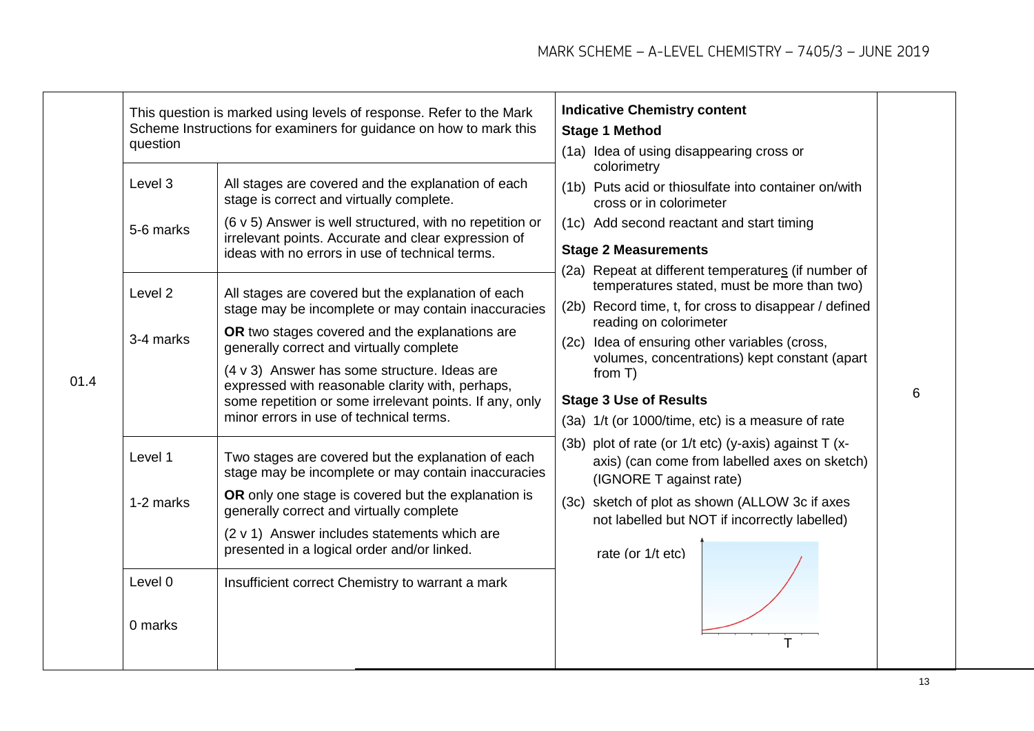| Question | Marking guidance | | Indicative Chemistry content | Marks |
|---|---|---|---|---|
| 01.4 | This question is marked using levels of response. Refer to the Mark Scheme Instructions for examiners for guidance on how to mark this question | | **Indicative Chemistry content**<br>**Stage 1 Method**<br>(1a) Idea of using disappearing cross or colorimetry<br>(1b) Puts acid or thiosulfate into container on/with cross or in colorimeter<br>(1c) Add second reactant and start timing<br>**Stage 2 Measurements**<br>(2a) Repeat at different temperatures (if number of temperatures stated, must be more than two)<br>(2b) Record time, t, for cross to disappear / defined reading on colorimeter<br>(2c) Idea of ensuring other variables (cross, volumes, concentrations) kept constant (apart from T)<br>**Stage 3 Use of Results**<br>(3a) 1/t (or 1000/time, etc) is a measure of rate<br>(3b) plot of rate (or 1/t etc) (y-axis) against T (x-axis) (can come from labelled axes on sketch) (IGNORE T against rate)<br>(3c) sketch of plot as shown (ALLOW 3c if axes not labelled but NOT if incorrectly labelled)<br>rate (or 1/t etc)<br>T | 6 |
| | Level 3<br>5-6 marks | All stages are covered and the explanation of each stage is correct and virtually complete.<br>(6 v 5) Answer is well structured, with no repetition or irrelevant points. Accurate and clear expression of ideas with no errors in use of technical terms. | | |
| | Level 2<br>3-4 marks | All stages are covered but the explanation of each stage may be incomplete or may contain inaccuracies<br>**OR** two stages covered and the explanations are generally correct and virtually complete<br>(4 v 3) Answer has some structure. Ideas are expressed with reasonable clarity with, perhaps, some repetition or some irrelevant points. If any, only minor errors in use of technical terms. | | |
| | Level 1<br>1-2 marks | Two stages are covered but the explanation of each stage may be incomplete or may contain inaccuracies<br>**OR** only one stage is covered but the explanation is generally correct and virtually complete<br>(2 v 1) Answer includes statements which are presented in a logical order and/or linked. | | |
| | Level 0<br>0 marks | Insufficient correct Chemistry to warrant a mark | | |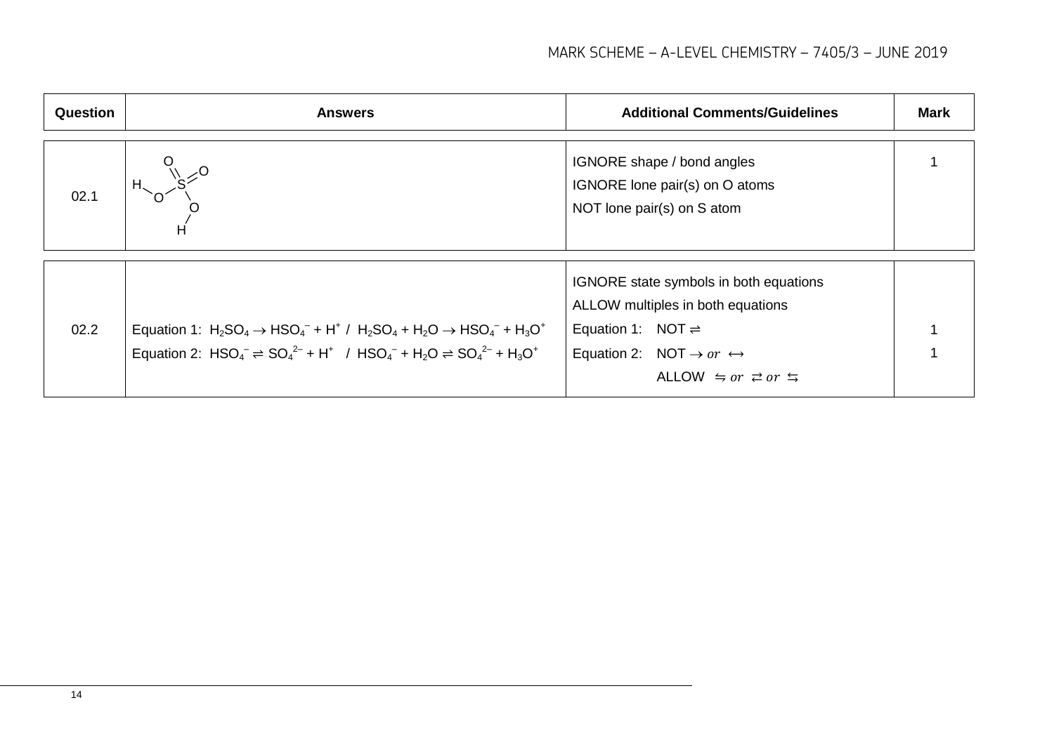| Question | Answers | Additional Comments/Guidelines | Mark |
|---|---|---|---|
| 02.1 | Structure of $H_2SO_4$: S bonded to two O atoms by double bonds (S=O) and to two O–H groups (H–O–S and S–O–H) | IGNORE shape / bond angles<br>IGNORE lone pair(s) on O atoms<br>NOT lone pair(s) on S atom | 1 |
| 02.2 | Equation 1: $H_2SO_4 \rightarrow HSO_4^- + H^+$ / $H_2SO_4 + H_2O \rightarrow HSO_4^- + H_3O^+$<br>Equation 2: $HSO_4^- \rightleftharpoons SO_4^{2-} + H^+$ / $HSO_4^- + H_2O \rightleftharpoons SO_4^{2-} + H_3O^+$ | IGNORE state symbols in both equations<br>ALLOW multiples in both equations<br>Equation 1: NOT $\rightleftharpoons$<br>Equation 2: NOT $\rightarrow$ *or* $\leftrightarrow$<br>ALLOW $\leftrightharpoons$ *or* $\rightleftarrows$ *or* $\leftrightarrows$ | 1<br>1 |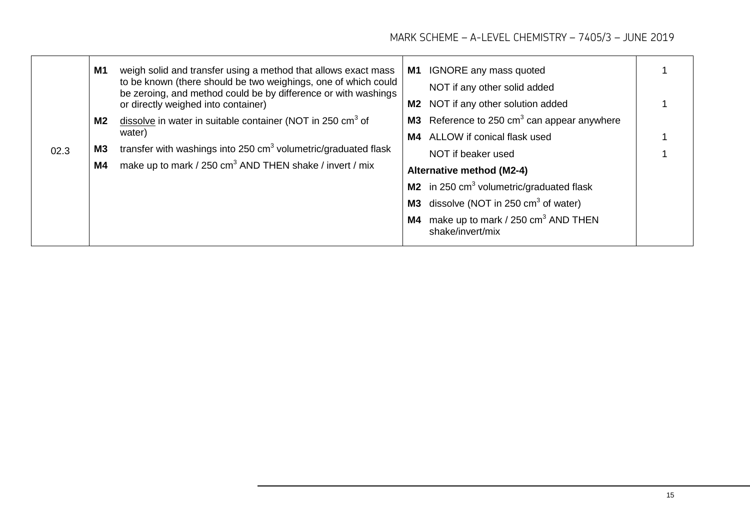| Question | Answers | Additional comments/Guidelines | Mark |
|---|---|---|---|
| 02.3 | **M1** weigh solid and transfer using a method that allows exact mass to be known (there should be two weighings, one of which could be zeroing, and method could be by difference or with washings or directly weighed into container)<br><br>**M2** dissolve in water in suitable container (NOT in 250 $cm^3$ of water)<br><br>**M3** transfer with washings into 250 $cm^3$ volumetric/graduated flask<br><br>**M4** make up to mark / 250 $cm^3$ AND THEN shake / invert / mix | **M1** IGNORE any mass quoted<br>NOT if any other solid added<br><br>**M2** NOT if any other solution added<br><br>**M3** Reference to 250 $cm^3$ can appear anywhere<br><br>**M4** ALLOW if conical flask used<br>NOT if beaker used<br><br>**Alternative method (M2-4)**<br><br>**M2** in 250 $cm^3$ volumetric/graduated flask<br><br>**M3** dissolve (NOT in 250 $cm^3$ of water)<br><br>**M4** make up to mark / 250 $cm^3$ AND THEN shake/invert/mix | 1<br><br>1<br><br>1<br><br>1 |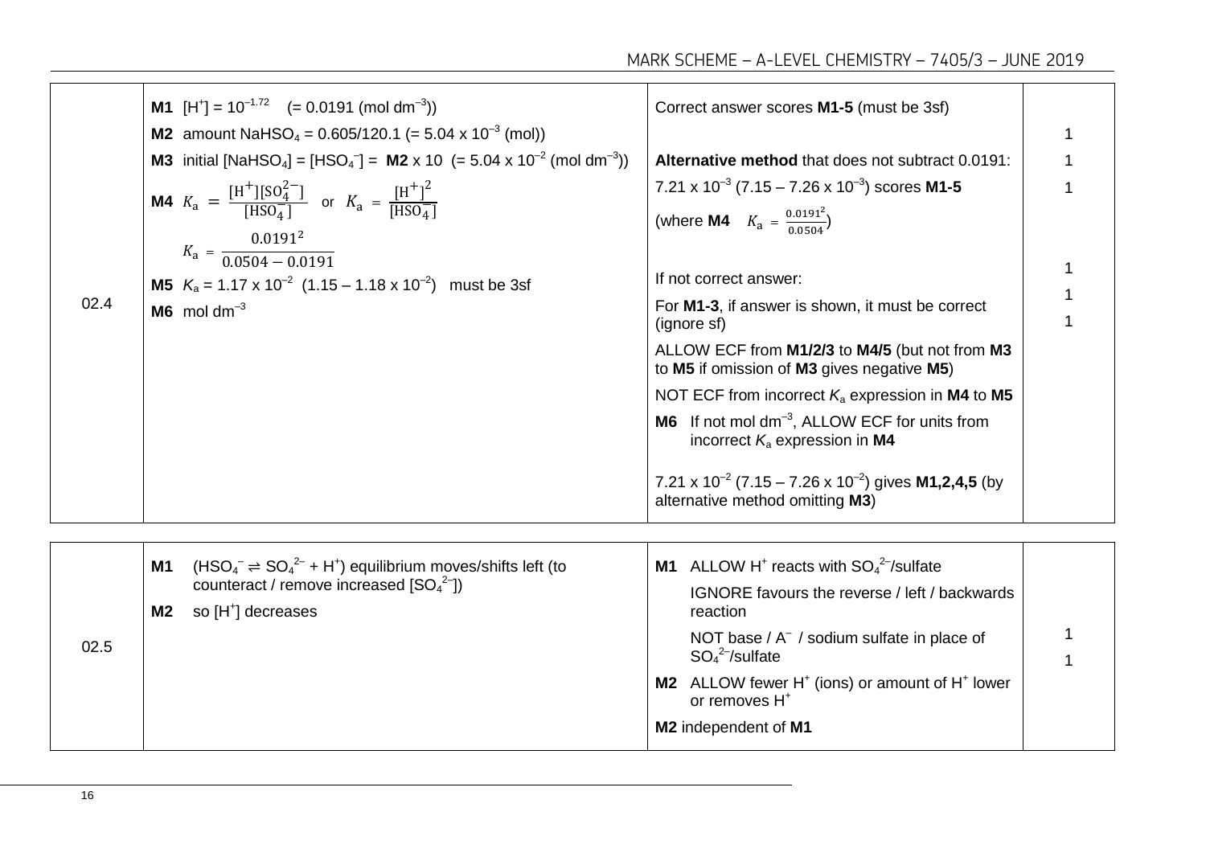| Question | Answers | Additional comments/Guidance | Mark |
|---|---|---|---|
| 02.4 | **M1** $[H^+] = 10^{-1.72}$ (= 0.0191 (mol $dm^{-3}$))<br><br>**M2** amount $NaHSO_4$ = 0.605/120.1 (= 5.04 x $10^{-3}$ (mol))<br><br>**M3** initial $[NaHSO_4] = [HSO_4^-]$ = **M2** x 10 (= 5.04 x $10^{-2}$ (mol $dm^{-3}$))<br><br>**M4** $K_a = \frac{[H^+][SO_4^{2-}]}{[HSO_4^-]}$ or $K_a = \frac{[H^+]^2}{[HSO_4^-]}$<br><br>$K_a = \frac{0.0191^2}{0.0504 - 0.0191}$<br><br>**M5** $K_a$ = 1.17 x $10^{-2}$ (1.15 – 1.18 x $10^{-2}$) must be 3sf<br><br>**M6** mol $dm^{-3}$ | Correct answer scores **M1-5** (must be 3sf)<br><br>**Alternative method** that does not subtract 0.0191:<br>7.21 x $10^{-3}$ (7.15 – 7.26 x $10^{-3}$) scores **M1-5**<br>(where **M4** $K_a = \frac{0.0191^2}{0.0504}$)<br><br>If not correct answer:<br>For **M1-3**, if answer is shown, it must be correct (ignore sf)<br><br>ALLOW ECF from **M1/2/3** to **M4/5** (but not from **M3** to **M5** if omission of **M3** gives negative **M5**)<br><br>NOT ECF from incorrect $K_a$ expression in **M4** to **M5**<br><br>**M6** If not mol $dm^{-3}$, ALLOW ECF for units from incorrect $K_a$ expression in **M4**<br><br>7.21 x $10^{-2}$ (7.15 – 7.26 x $10^{-2}$) gives **M1,2,4,5** (by alternative method omitting **M3**) | 1<br>1<br>1<br>1<br>1<br>1 |
| 02.5 | **M1** ($HSO_4^- \rightleftharpoons SO_4^{2-} + H^+$) equilibrium moves/shifts left (to counteract / remove increased $[SO_4^{2-}]$)<br><br>**M2** so $[H^+]$ decreases | **M1** ALLOW $H^+$ reacts with $SO_4^{2-}$/sulfate<br>IGNORE favours the reverse / left / backwards reaction<br>NOT base / $A^-$ / sodium sulfate in place of $SO_4^{2-}$/sulfate<br><br>**M2** ALLOW fewer $H^+$ (ions) or amount of $H^+$ lower or removes $H^+$<br><br>**M2** independent of **M1** | 1<br>1 |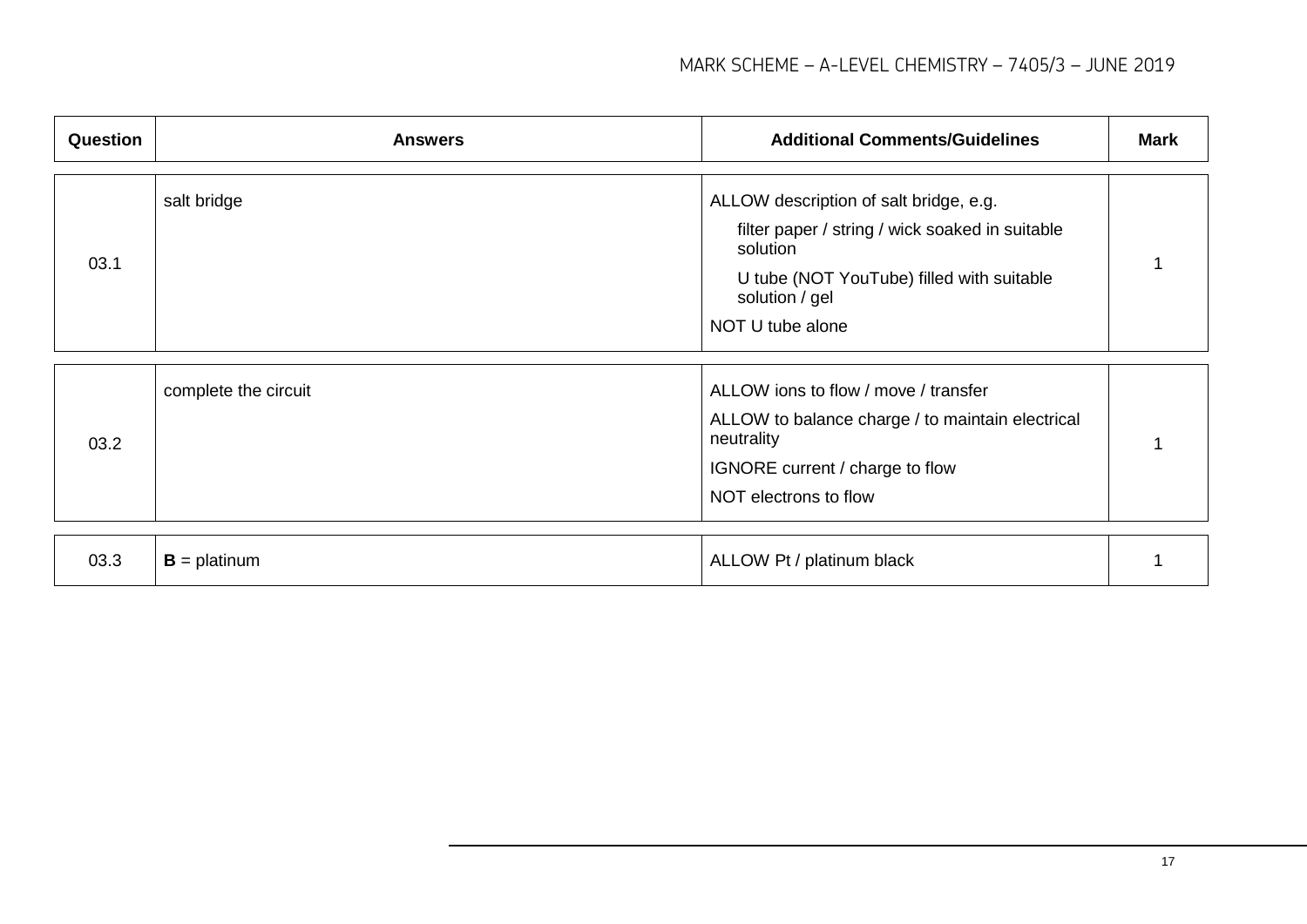| Question | Answers | Additional Comments/Guidelines | Mark |
|---|---|---|---|
| 03.1 | salt bridge | ALLOW description of salt bridge, e.g.<br>filter paper / string / wick soaked in suitable solution<br>U tube (NOT YouTube) filled with suitable solution / gel<br>NOT U tube alone | 1 |
| 03.2 | complete the circuit | ALLOW ions to flow / move / transfer<br>ALLOW to balance charge / to maintain electrical neutrality<br>IGNORE current / charge to flow<br>NOT electrons to flow | 1 |
| 03.3 | **B** = platinum | ALLOW Pt / platinum black | 1 |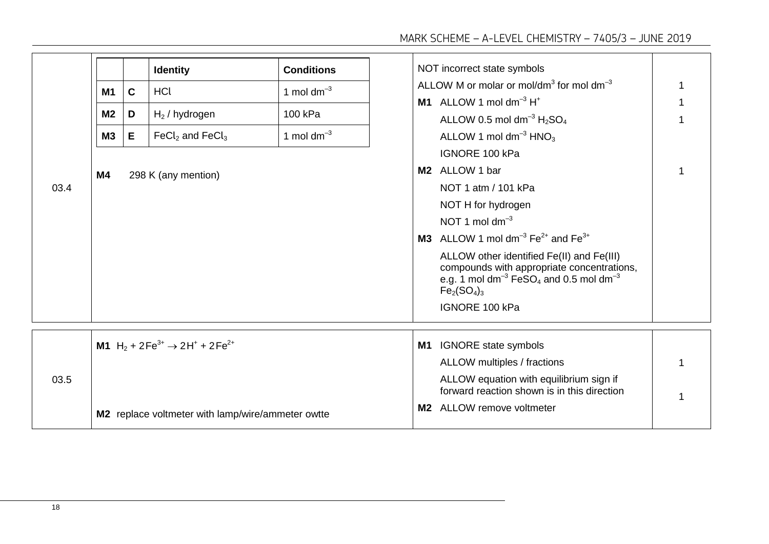| Question | Answer | Additional comments/Guidance | Mark |
|---|---|---|---|
| 03.4 | <table><tr><th></th><th></th><th>Identity</th><th>Conditions</th></tr><tr><td>M1</td><td>C</td><td>HCl</td><td>1 mol $dm^{-3}$</td></tr><tr><td>M2</td><td>D</td><td>$H_2$ / hydrogen</td><td>100 kPa</td></tr><tr><td>M3</td><td>E</td><td>$FeCl_2$ and $FeCl_3$</td><td>1 mol $dm^{-3}$</td></tr></table> **M4** 298 K (any mention) | NOT incorrect state symbols<br>ALLOW M or molar or mol/$dm^3$ for mol $dm^{-3}$<br>**M1** ALLOW 1 mol $dm^{-3}$ $H^+$<br>ALLOW 0.5 mol $dm^{-3}$ $H_2SO_4$<br>ALLOW 1 mol $dm^{-3}$ $HNO_3$<br>IGNORE 100 kPa<br>**M2** ALLOW 1 bar<br>NOT 1 atm / 101 kPa<br>NOT H for hydrogen<br>NOT 1 mol $dm^{-3}$<br>**M3** ALLOW 1 mol $dm^{-3}$ $Fe^{2+}$ and $Fe^{3+}$<br>ALLOW other identified Fe(II) and Fe(III) compounds with appropriate concentrations, e.g. 1 mol $dm^{-3}$ $FeSO_4$ and 0.5 mol $dm^{-3}$ $Fe_2(SO_4)_3$<br>IGNORE 100 kPa | 1<br>1<br>1<br>1 |
| 03.5 | **M1** $H_2 + 2Fe^{3+} \rightarrow 2H^+ + 2Fe^{2+}$<br><br>**M2** replace voltmeter with lamp/wire/ammeter owtte | **M1** IGNORE state symbols<br>ALLOW multiples / fractions<br>ALLOW equation with equilibrium sign if forward reaction shown is in this direction<br>**M2** ALLOW remove voltmeter | 1<br>1 |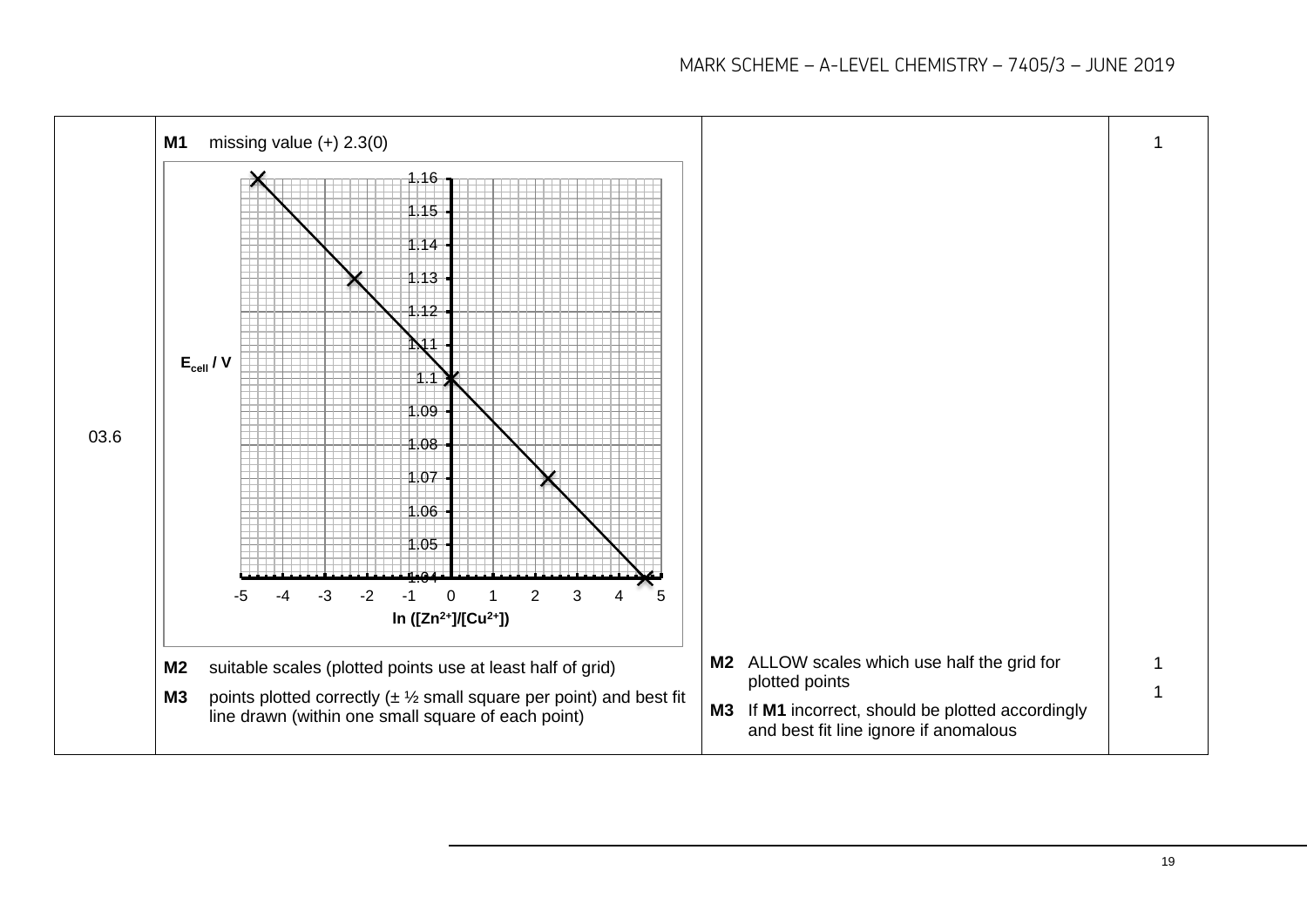| Question | Answers | Additional comments/Guidance | Mark |
|---|---|---|---|
| 03.6 | **M1** missing value (+) 2.3(0) | | 1 |
| | **M2** suitable scales (plotted points use at least half of grid) | **M2** ALLOW scales which use half the grid for plotted points | 1 |
| | **M3** points plotted correctly (± ½ small square per point) and best fit line drawn (within one small square of each point) | **M3** If **M1** incorrect, should be plotted accordingly and best fit line ignore if anomalous | 1 |

Graph: $E_{cell}$ / V (y-axis, 1.04 to 1.16) against $\ln([Zn^{2+}]/[Cu^{2+}])$ (x-axis, −5 to 5), with points plotted and a straight best fit line drawn from approximately (−4.6, 1.16) to (4.6, 1.04), passing through (−2.3, 1.13), (0, 1.10) and (2.3, 1.07).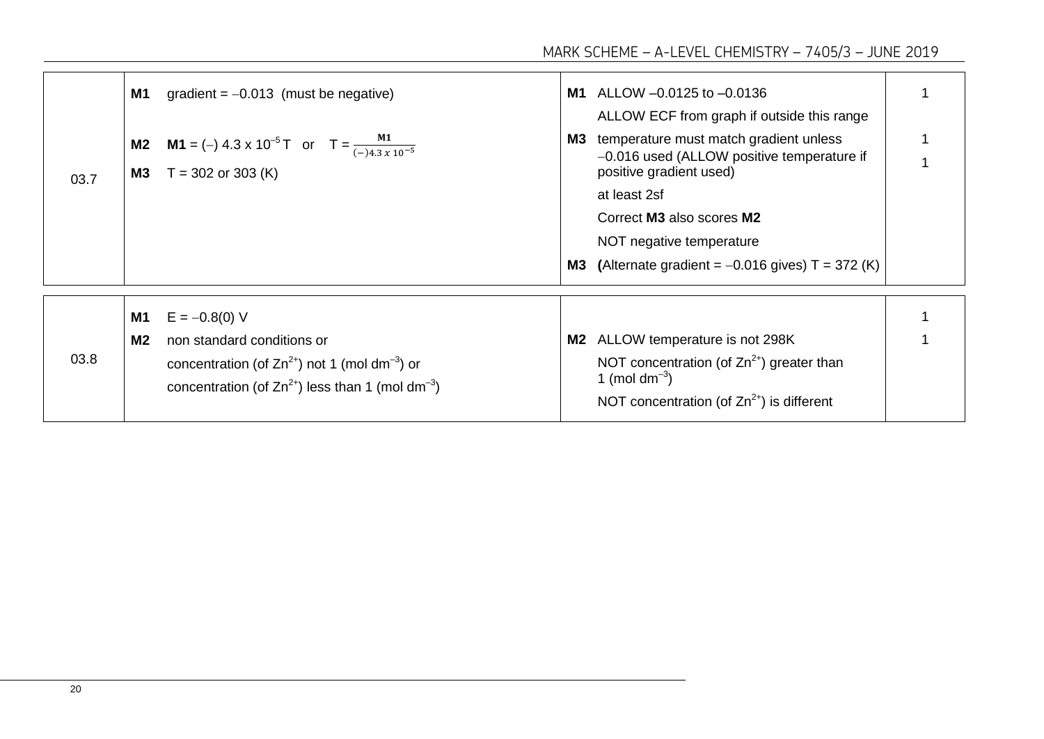| Question | Answers | Additional comments/Guidelines | Mark |
|---|---|---|---|
| 03.7 | **M1** gradient = $-0.013$ (must be negative)<br><br>**M2** **M1** = $(-)$ $4.3 \times 10^{-5}$ T or T = $\frac{\textbf{M1}}{(-)4.3 \times 10^{-5}}$<br>**M3** T = 302 or 303 (K) | **M1** ALLOW $-0.0125$ to $-0.0136$<br>ALLOW ECF from graph if outside this range<br>**M3** temperature must match gradient unless $-0.016$ used (ALLOW positive temperature if positive gradient used)<br>at least 2sf<br>Correct **M3** also scores **M2**<br>NOT negative temperature<br>**M3** **(**Alternate gradient = $-0.016$ gives) T = 372 (K) | 1<br><br>1<br>1 |
| 03.8 | **M1** E = $-0.8(0)$ V<br>**M2** non standard conditions or<br>concentration (of $Zn^{2+}$) not 1 (mol $dm^{-3}$) or<br>concentration (of $Zn^{2+}$) less than 1 (mol $dm^{-3}$) | **M2** ALLOW temperature is not 298K<br>NOT concentration (of $Zn^{2+}$) greater than 1 (mol $dm^{-3}$)<br>NOT concentration (of $Zn^{2+}$) is different | 1<br>1 |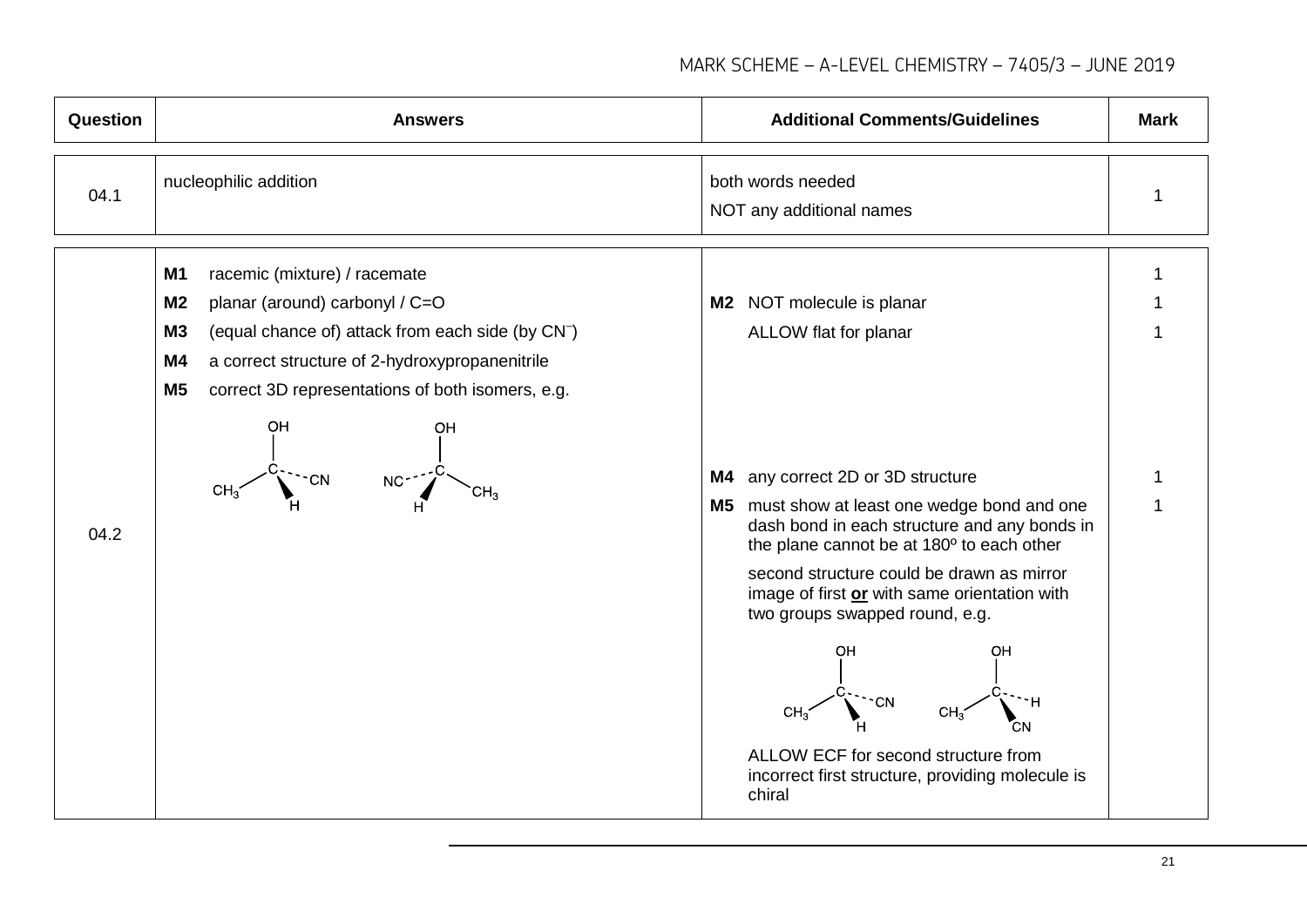| Question | Answers | Additional Comments/Guidelines | Mark |
|---|---|---|---|
| 04.1 | nucleophilic addition | both words needed<br>NOT any additional names | 1 |
| 04.2 | **M1** racemic (mixture) / racemate | | 1 |
| | **M2** planar (around) carbonyl / C=O | **M2** NOT molecule is planar | 1 |
| | **M3** (equal chance of) attack from each side (by $CN^-$) | ALLOW flat for planar | 1 |
| | **M4** a correct structure of 2-hydroxypropanenitrile | **M4** any correct 2D or 3D structure | 1 |
| | **M5** correct 3D representations of both isomers, e.g.<br>[structures: $CH_3$–C(OH)(H wedge)(CN dash) and its mirror image NC (dash)–C(OH)(H wedge)–$CH_3$] | **M5** must show at least one wedge bond and one dash bond in each structure and any bonds in the plane cannot be at 180º to each other<br>second structure could be drawn as mirror image of first **or** with same orientation with two groups swapped round, e.g.<br>[structures: $CH_3$–C(OH)(H wedge)(CN dash) and $CH_3$–C(OH)(CN wedge)(H dash)]<br>ALLOW ECF for second structure from incorrect first structure, providing molecule is chiral | 1 |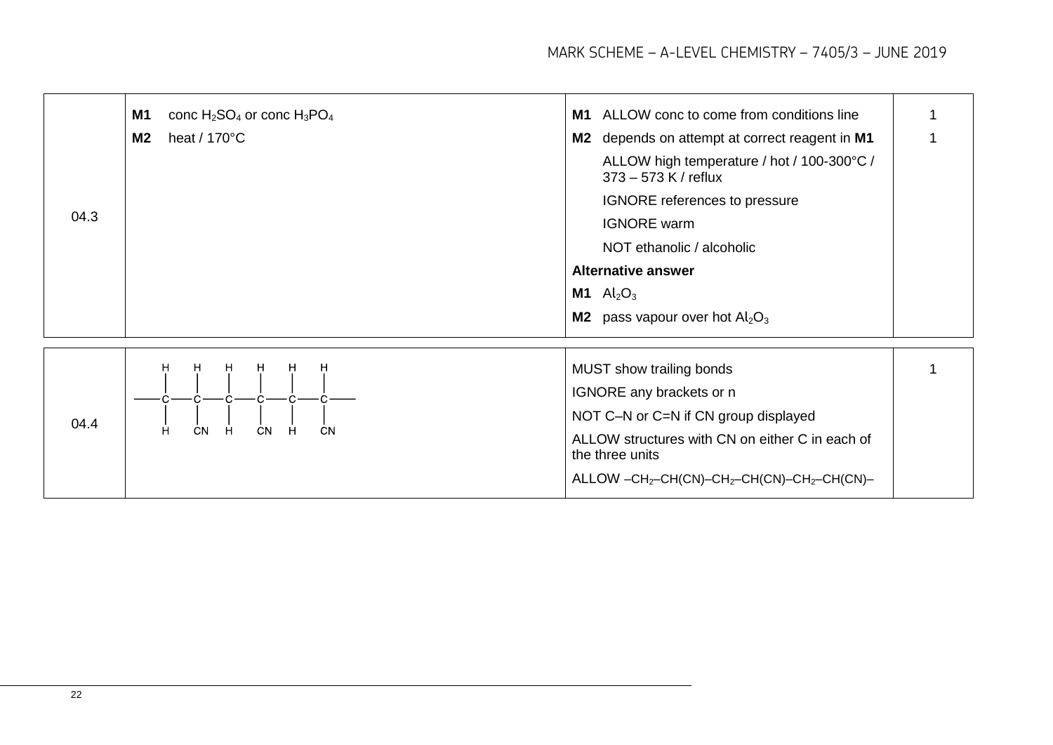| Question | Answers | Additional comments/Guidelines | Mark |
|---|---|---|---|
| 04.3 | **M1** conc $H_2SO_4$ or conc $H_3PO_4$<br>**M2** heat / 170°C | **M1** ALLOW conc to come from conditions line<br>**M2** depends on attempt at correct reagent in **M1**<br>ALLOW high temperature / hot / 100-300°C / 373 – 573 K / reflux<br>IGNORE references to pressure<br>IGNORE warm<br>NOT ethanolic / alcoholic<br>**Alternative answer**<br>**M1** $Al_2O_3$<br>**M2** pass vapour over hot $Al_2O_3$ | 1<br>1 |
| 04.4 | Displayed formula: six C atoms in a chain with trailing bonds at each end; each C has H above; C below substituents: H, CN, H, CN, H, CN<br>–CH$_2$–CH(CN)–CH$_2$–CH(CN)–CH$_2$–CH(CN)– | MUST show trailing bonds<br>IGNORE any brackets or n<br>NOT C–N or C=N if CN group displayed<br>ALLOW structures with CN on either C in each of the three units<br>ALLOW –CH$_2$–CH(CN)–CH$_2$–CH(CN)–CH$_2$–CH(CN)– | 1 |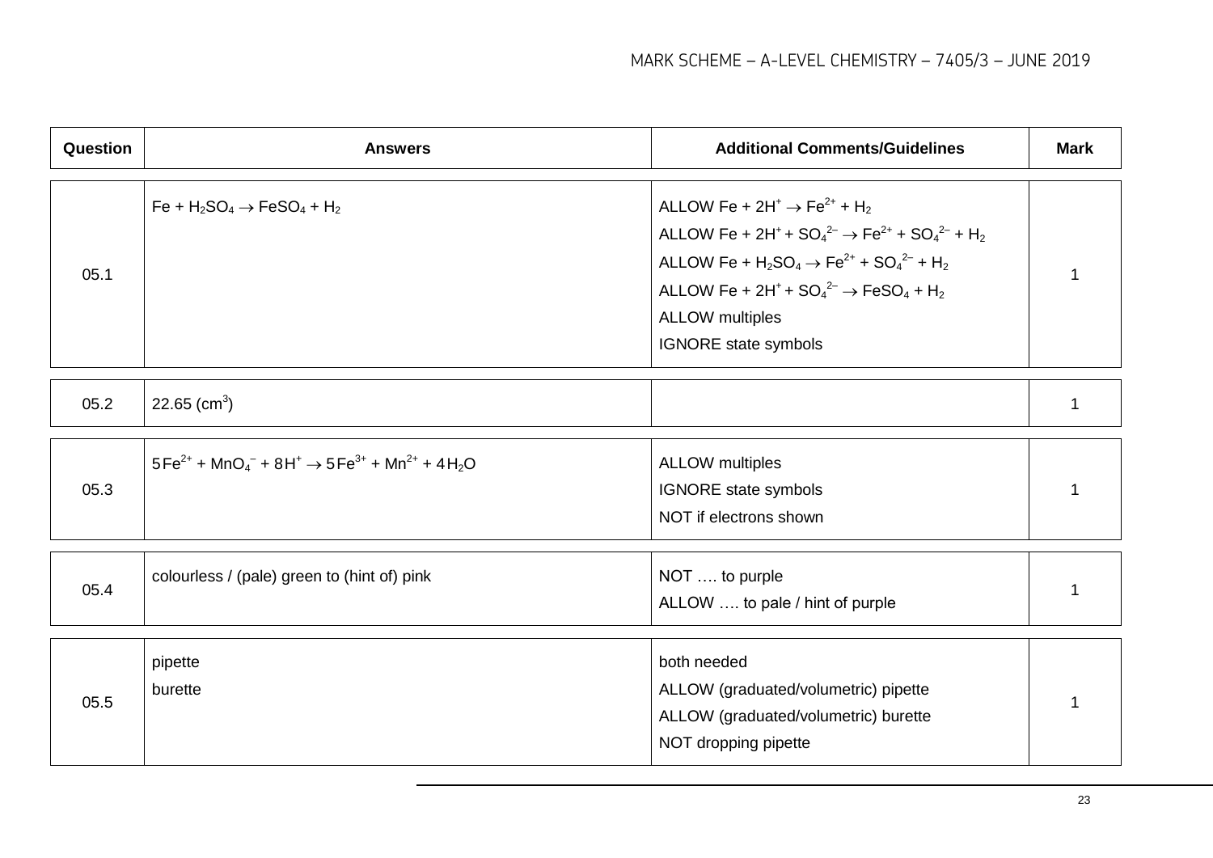| Question | Answers | Additional Comments/Guidelines | Mark |
| --- | --- | --- | --- |
| 05.1 | $Fe + H_2SO_4 \rightarrow FeSO_4 + H_2$ | ALLOW $Fe + 2H^+ \rightarrow Fe^{2+} + H_2$<br>ALLOW $Fe + 2H^+ + SO_4^{2-} \rightarrow Fe^{2+} + SO_4^{2-} + H_2$<br>ALLOW $Fe + H_2SO_4 \rightarrow Fe^{2+} + SO_4^{2-} + H_2$<br>ALLOW $Fe + 2H^+ + SO_4^{2-} \rightarrow FeSO_4 + H_2$<br>ALLOW multiples<br>IGNORE state symbols | 1 |
| 05.2 | 22.65 ($cm^3$) | | 1 |
| 05.3 | $5Fe^{2+} + MnO_4^- + 8H^+ \rightarrow 5Fe^{3+} + Mn^{2+} + 4H_2O$ | ALLOW multiples<br>IGNORE state symbols<br>NOT if electrons shown | 1 |
| 05.4 | colourless / (pale) green to (hint of) pink | NOT …. to purple<br>ALLOW …. to pale / hint of purple | 1 |
| 05.5 | pipette<br>burette | both needed<br>ALLOW (graduated/volumetric) pipette<br>ALLOW (graduated/volumetric) burette<br>NOT dropping pipette | 1 |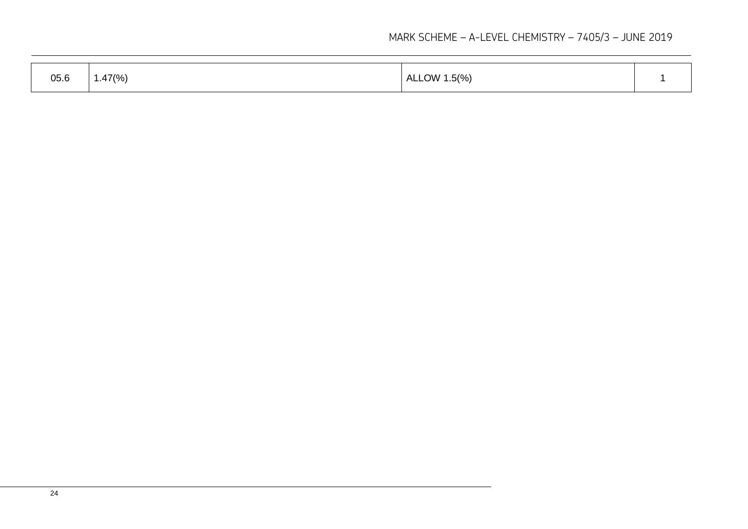| | | | |
|---|---|---|---|
| 05.6 | 1.47(%) | ALLOW 1.5(%) | 1 |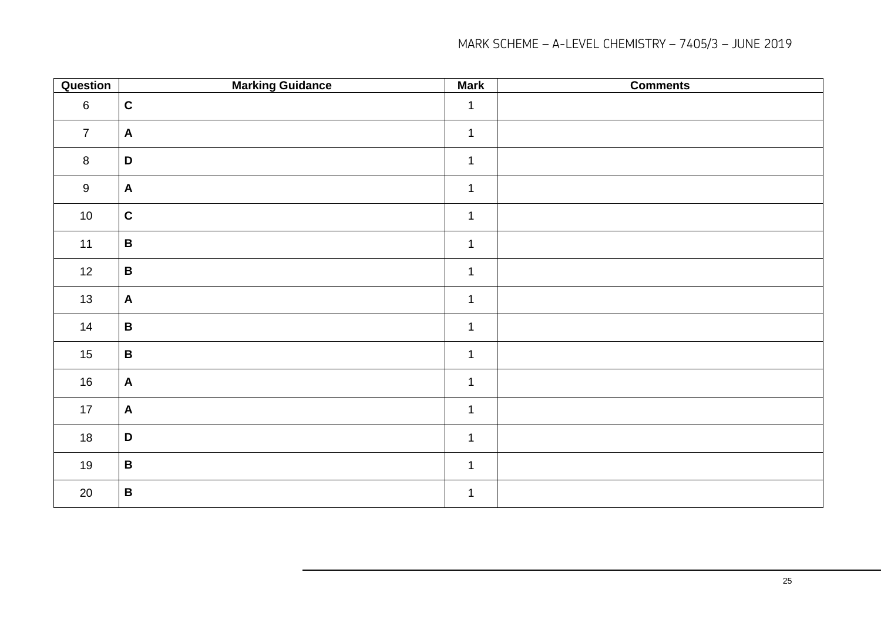| Question | Marking Guidance | Mark | Comments |
|---|---|---|---|
| 6 | **C** | 1 | |
| 7 | **A** | 1 | |
| 8 | **D** | 1 | |
| 9 | **A** | 1 | |
| 10 | **C** | 1 | |
| 11 | **B** | 1 | |
| 12 | **B** | 1 | |
| 13 | **A** | 1 | |
| 14 | **B** | 1 | |
| 15 | **B** | 1 | |
| 16 | **A** | 1 | |
| 17 | **A** | 1 | |
| 18 | **D** | 1 | |
| 19 | **B** | 1 | |
| 20 | **B** | 1 | |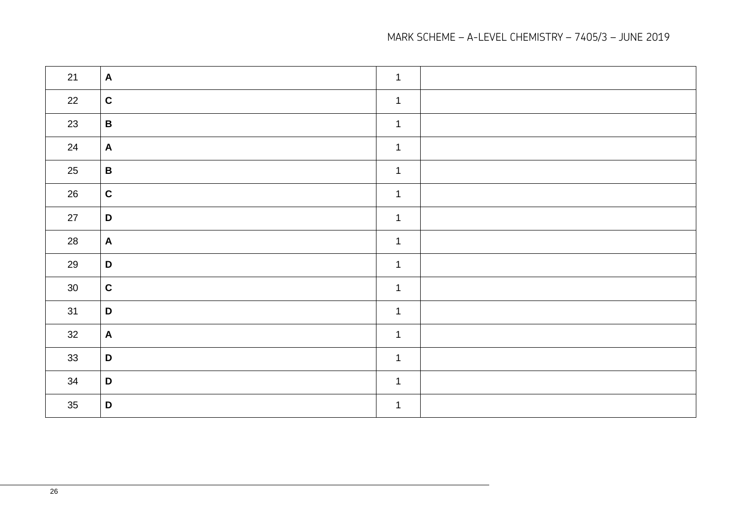| | | | |
|---|---|---|---|
| 21 | **A** | 1 | |
| 22 | **C** | 1 | |
| 23 | **B** | 1 | |
| 24 | **A** | 1 | |
| 25 | **B** | 1 | |
| 26 | **C** | 1 | |
| 27 | **D** | 1 | |
| 28 | **A** | 1 | |
| 29 | **D** | 1 | |
| 30 | **C** | 1 | |
| 31 | **D** | 1 | |
| 32 | **A** | 1 | |
| 33 | **D** | 1 | |
| 34 | **D** | 1 | |
| 35 | **D** | 1 | |